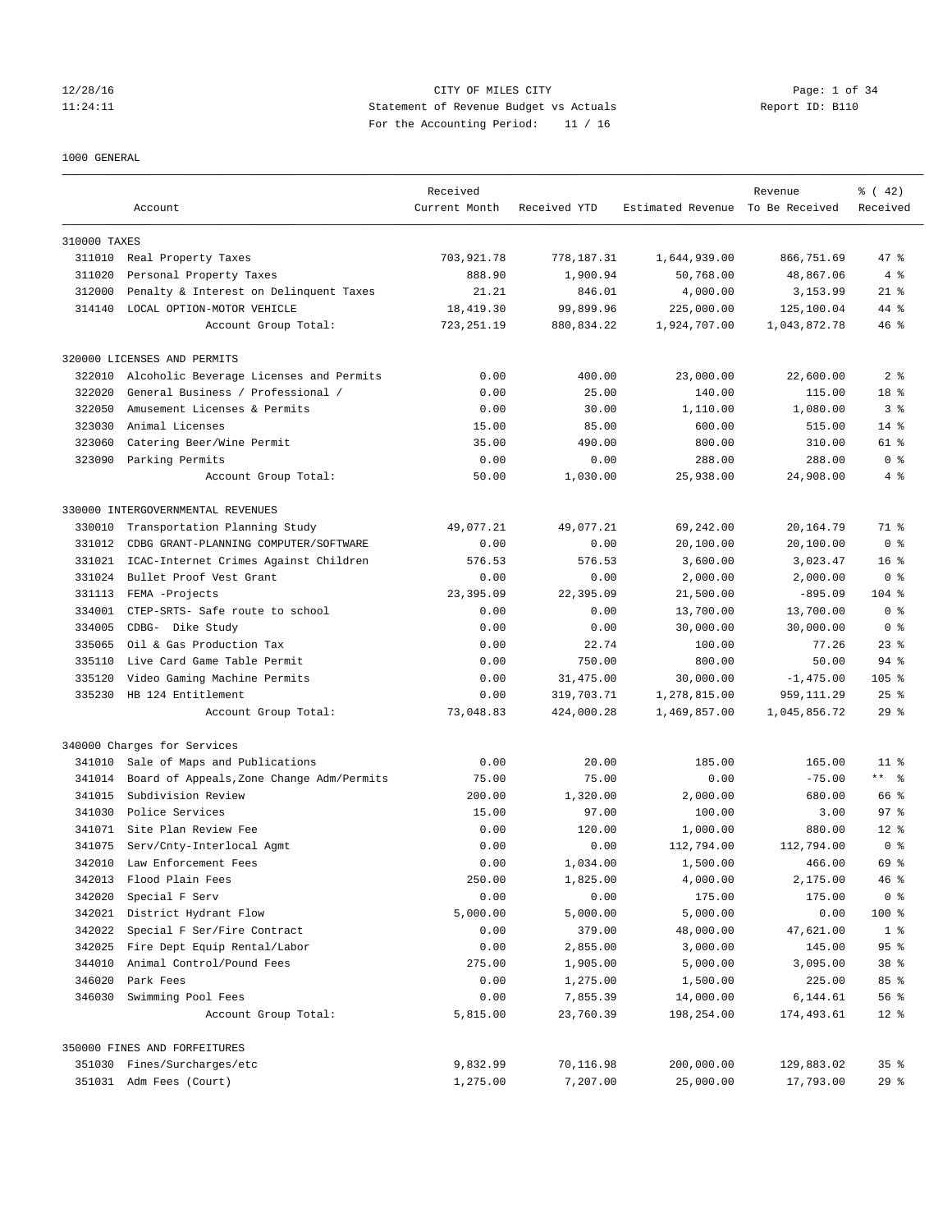CITY OF MILES CITY
Statement of Revenue Budget vs Actuals
For the Accounting Period: 11 / 16

12/28/16
11:24:11

Report ID: B110

1000 GENERAL

| Account | | Received Current Month | Received YTD | Estimated Revenue | Revenue To Be Received | % ( 42) Received |
|---|---|---|---|---|---|---|
| 310000 TAXES | | | | | | |
| 311010 | Real Property Taxes | 703,921.78 | 778,187.31 | 1,644,939.00 | 866,751.69 | 47 % |
| 311020 | Personal Property Taxes | 888.90 | 1,900.94 | 50,768.00 | 48,867.06 | 4 % |
| 312000 | Penalty & Interest on Delinquent Taxes | 21.21 | 846.01 | 4,000.00 | 3,153.99 | 21 % |
| 314140 | LOCAL OPTION-MOTOR VEHICLE | 18,419.30 | 99,899.96 | 225,000.00 | 125,100.04 | 44 % |
| | Account Group Total: | 723,251.19 | 880,834.22 | 1,924,707.00 | 1,043,872.78 | 46 % |
| 320000 LICENSES AND PERMITS | | | | | | |
| 322010 | Alcoholic Beverage Licenses and Permits | 0.00 | 400.00 | 23,000.00 | 22,600.00 | 2 % |
| 322020 | General Business / Professional / | 0.00 | 25.00 | 140.00 | 115.00 | 18 % |
| 322050 | Amusement Licenses & Permits | 0.00 | 30.00 | 1,110.00 | 1,080.00 | 3 % |
| 323030 | Animal Licenses | 15.00 | 85.00 | 600.00 | 515.00 | 14 % |
| 323060 | Catering Beer/Wine Permit | 35.00 | 490.00 | 800.00 | 310.00 | 61 % |
| 323090 | Parking Permits | 0.00 | 0.00 | 288.00 | 288.00 | 0 % |
| | Account Group Total: | 50.00 | 1,030.00 | 25,938.00 | 24,908.00 | 4 % |
| 330000 INTERGOVERNMENTAL REVENUES | | | | | | |
| 330010 | Transportation Planning Study | 49,077.21 | 49,077.21 | 69,242.00 | 20,164.79 | 71 % |
| 331012 | CDBG GRANT-PLANNING COMPUTER/SOFTWARE | 0.00 | 0.00 | 20,100.00 | 20,100.00 | 0 % |
| 331021 | ICAC-Internet Crimes Against Children | 576.53 | 576.53 | 3,600.00 | 3,023.47 | 16 % |
| 331024 | Bullet Proof Vest Grant | 0.00 | 0.00 | 2,000.00 | 2,000.00 | 0 % |
| 331113 | FEMA -Projects | 23,395.09 | 22,395.09 | 21,500.00 | -895.09 | 104 % |
| 334001 | CTEP-SRTS- Safe route to school | 0.00 | 0.00 | 13,700.00 | 13,700.00 | 0 % |
| 334005 | CDBG- Dike Study | 0.00 | 0.00 | 30,000.00 | 30,000.00 | 0 % |
| 335065 | Oil & Gas Production Tax | 0.00 | 22.74 | 100.00 | 77.26 | 23 % |
| 335110 | Live Card Game Table Permit | 0.00 | 750.00 | 800.00 | 50.00 | 94 % |
| 335120 | Video Gaming Machine Permits | 0.00 | 31,475.00 | 30,000.00 | -1,475.00 | 105 % |
| 335230 | HB 124 Entitlement | 0.00 | 319,703.71 | 1,278,815.00 | 959,111.29 | 25 % |
| | Account Group Total: | 73,048.83 | 424,000.28 | 1,469,857.00 | 1,045,856.72 | 29 % |
| 340000 Charges for Services | | | | | | |
| 341010 | Sale of Maps and Publications | 0.00 | 20.00 | 185.00 | 165.00 | 11 % |
| 341014 | Board of Appeals,Zone Change Adm/Permits | 75.00 | 75.00 | 0.00 | -75.00 | ** % |
| 341015 | Subdivision Review | 200.00 | 1,320.00 | 2,000.00 | 680.00 | 66 % |
| 341030 | Police Services | 15.00 | 97.00 | 100.00 | 3.00 | 97 % |
| 341071 | Site Plan Review Fee | 0.00 | 120.00 | 1,000.00 | 880.00 | 12 % |
| 341075 | Serv/Cnty-Interlocal Agmt | 0.00 | 0.00 | 112,794.00 | 112,794.00 | 0 % |
| 342010 | Law Enforcement Fees | 0.00 | 1,034.00 | 1,500.00 | 466.00 | 69 % |
| 342013 | Flood Plain Fees | 250.00 | 1,825.00 | 4,000.00 | 2,175.00 | 46 % |
| 342020 | Special F Serv | 0.00 | 0.00 | 175.00 | 175.00 | 0 % |
| 342021 | District Hydrant Flow | 5,000.00 | 5,000.00 | 5,000.00 | 0.00 | 100 % |
| 342022 | Special F Ser/Fire Contract | 0.00 | 379.00 | 48,000.00 | 47,621.00 | 1 % |
| 342025 | Fire Dept Equip Rental/Labor | 0.00 | 2,855.00 | 3,000.00 | 145.00 | 95 % |
| 344010 | Animal Control/Pound Fees | 275.00 | 1,905.00 | 5,000.00 | 3,095.00 | 38 % |
| 346020 | Park Fees | 0.00 | 1,275.00 | 1,500.00 | 225.00 | 85 % |
| 346030 | Swimming Pool Fees | 0.00 | 7,855.39 | 14,000.00 | 6,144.61 | 56 % |
| | Account Group Total: | 5,815.00 | 23,760.39 | 198,254.00 | 174,493.61 | 12 % |
| 350000 FINES AND FORFEITURES | | | | | | |
| 351030 | Fines/Surcharges/etc | 9,832.99 | 70,116.98 | 200,000.00 | 129,883.02 | 35 % |
| 351031 | Adm Fees (Court) | 1,275.00 | 7,207.00 | 25,000.00 | 17,793.00 | 29 % |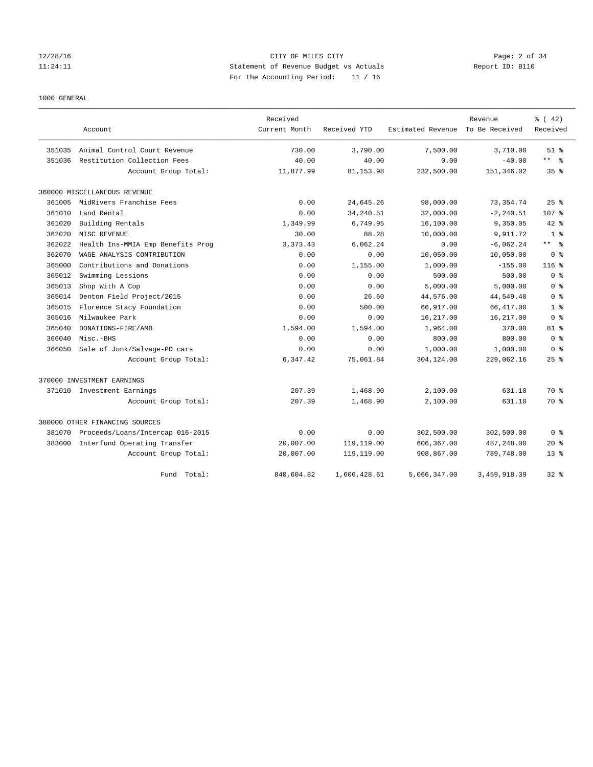CITY OF MILES CITY
Statement of Revenue Budget vs Actuals
For the Accounting Period: 11 / 16

1000 GENERAL

| | Account | Received Current Month | Received YTD | Estimated Revenue | Revenue To Be Received | % ( 42) Received |
|---|---|---|---|---|---|---|
| 351035 | Animal Control Court Revenue | 730.00 | 3,790.00 | 7,500.00 | 3,710.00 | 51 % |
| 351036 | Restitution Collection Fees | 40.00 | 40.00 | 0.00 | -40.00 | ** % |
| | Account Group Total: | 11,877.99 | 81,153.98 | 232,500.00 | 151,346.02 | 35 % |
| 360000 MISCELLANEOUS REVENUE | | | | | | |
| 361005 | MidRivers Franchise Fees | 0.00 | 24,645.26 | 98,000.00 | 73,354.74 | 25 % |
| 361010 | Land Rental | 0.00 | 34,240.51 | 32,000.00 | -2,240.51 | 107 % |
| 361020 | Building Rentals | 1,349.99 | 6,749.95 | 16,100.00 | 9,350.05 | 42 % |
| 362020 | MISC REVENUE | 30.00 | 88.28 | 10,000.00 | 9,911.72 | 1 % |
| 362022 | Health Ins-MMIA Emp Benefits Prog | 3,373.43 | 6,062.24 | 0.00 | -6,062.24 | ** % |
| 362070 | WAGE ANALYSIS CONTRIBUTION | 0.00 | 0.00 | 10,050.00 | 10,050.00 | 0 % |
| 365000 | Contributions and Donations | 0.00 | 1,155.00 | 1,000.00 | -155.00 | 116 % |
| 365012 | Swimming Lessions | 0.00 | 0.00 | 500.00 | 500.00 | 0 % |
| 365013 | Shop With A Cop | 0.00 | 0.00 | 5,000.00 | 5,000.00 | 0 % |
| 365014 | Denton Field Project/2015 | 0.00 | 26.60 | 44,576.00 | 44,549.40 | 0 % |
| 365015 | Florence Stacy Foundation | 0.00 | 500.00 | 66,917.00 | 66,417.00 | 1 % |
| 365016 | Milwaukee Park | 0.00 | 0.00 | 16,217.00 | 16,217.00 | 0 % |
| 365040 | DONATIONS-FIRE/AMB | 1,594.00 | 1,594.00 | 1,964.00 | 370.00 | 81 % |
| 366040 | Misc.-BHS | 0.00 | 0.00 | 800.00 | 800.00 | 0 % |
| 366050 | Sale of Junk/Salvage-PD cars | 0.00 | 0.00 | 1,000.00 | 1,000.00 | 0 % |
| | Account Group Total: | 6,347.42 | 75,061.84 | 304,124.00 | 229,062.16 | 25 % |
| 370000 INVESTMENT EARNINGS | | | | | | |
| 371010 | Investment Earnings | 207.39 | 1,468.90 | 2,100.00 | 631.10 | 70 % |
| | Account Group Total: | 207.39 | 1,468.90 | 2,100.00 | 631.10 | 70 % |
| 380000 OTHER FINANCING SOURCES | | | | | | |
| 381070 | Proceeds/Loans/Intercap 016-2015 | 0.00 | 0.00 | 302,500.00 | 302,500.00 | 0 % |
| 383000 | Interfund Operating Transfer | 20,007.00 | 119,119.00 | 606,367.00 | 487,248.00 | 20 % |
| | Account Group Total: | 20,007.00 | 119,119.00 | 908,867.00 | 789,748.00 | 13 % |
| | Fund Total: | 840,604.82 | 1,606,428.61 | 5,066,347.00 | 3,459,918.39 | 32 % |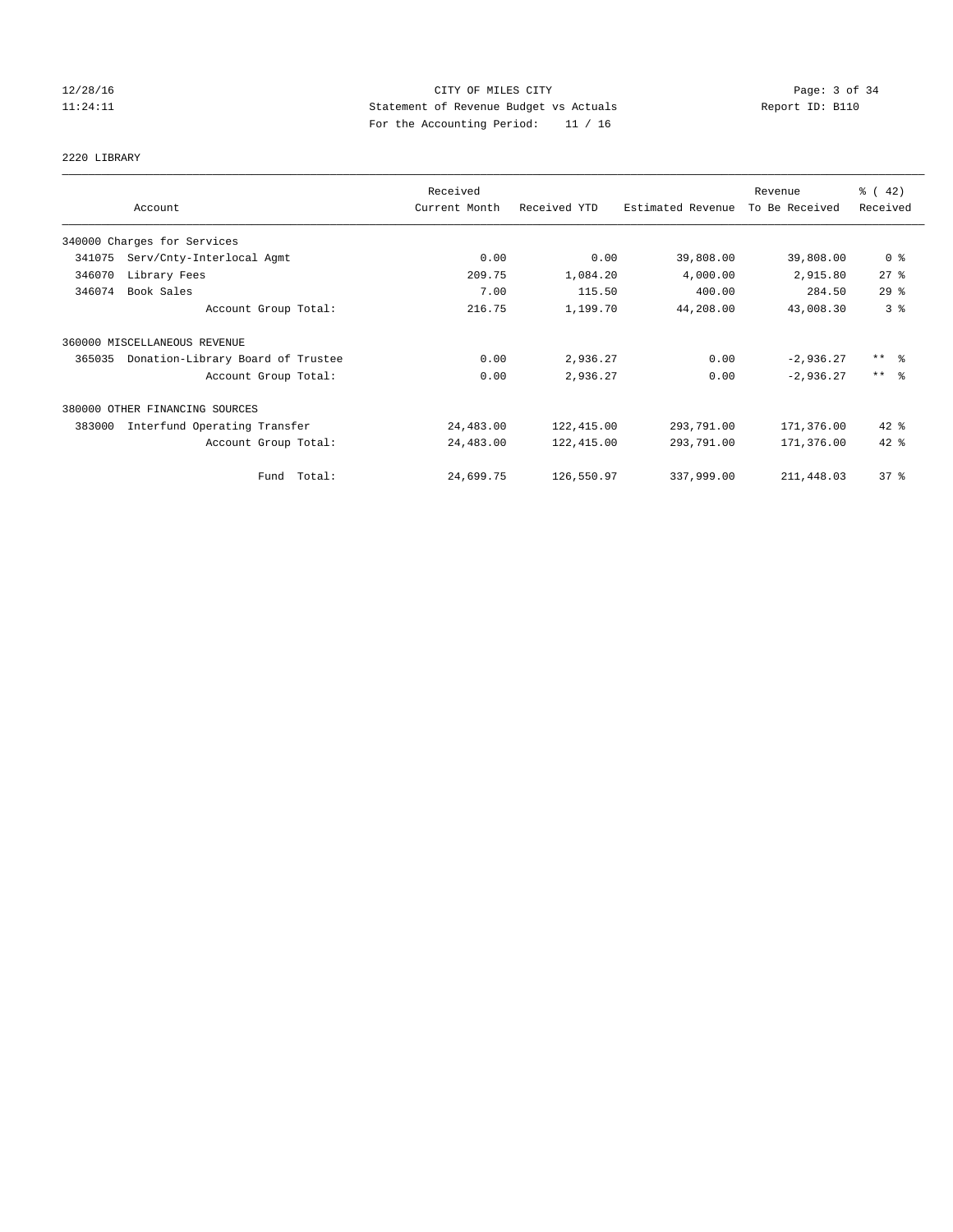CITY OF MILES CITY
Statement of Revenue Budget vs Actuals
For the Accounting Period: 11 / 16

12/28/16
11:24:11

Report ID: B110

## 2220 LIBRARY

| Account | Received Current Month | Received YTD | Estimated Revenue | Revenue To Be Received | % ( 42) Received |
|---|---|---|---|---|---|
| 340000 Charges for Services | | | | | |
| 341075 Serv/Cnty-Interlocal Agmt | 0.00 | 0.00 | 39,808.00 | 39,808.00 | 0 % |
| 346070 Library Fees | 209.75 | 1,084.20 | 4,000.00 | 2,915.80 | 27 % |
| 346074 Book Sales | 7.00 | 115.50 | 400.00 | 284.50 | 29 % |
| Account Group Total: | 216.75 | 1,199.70 | 44,208.00 | 43,008.30 | 3 % |
| 360000 MISCELLANEOUS REVENUE | | | | | |
| 365035 Donation-Library Board of Trustee | 0.00 | 2,936.27 | 0.00 | -2,936.27 | ** % |
| Account Group Total: | 0.00 | 2,936.27 | 0.00 | -2,936.27 | ** % |
| 380000 OTHER FINANCING SOURCES | | | | | |
| 383000 Interfund Operating Transfer | 24,483.00 | 122,415.00 | 293,791.00 | 171,376.00 | 42 % |
| Account Group Total: | 24,483.00 | 122,415.00 | 293,791.00 | 171,376.00 | 42 % |
| Fund Total: | 24,699.75 | 126,550.97 | 337,999.00 | 211,448.03 | 37 % |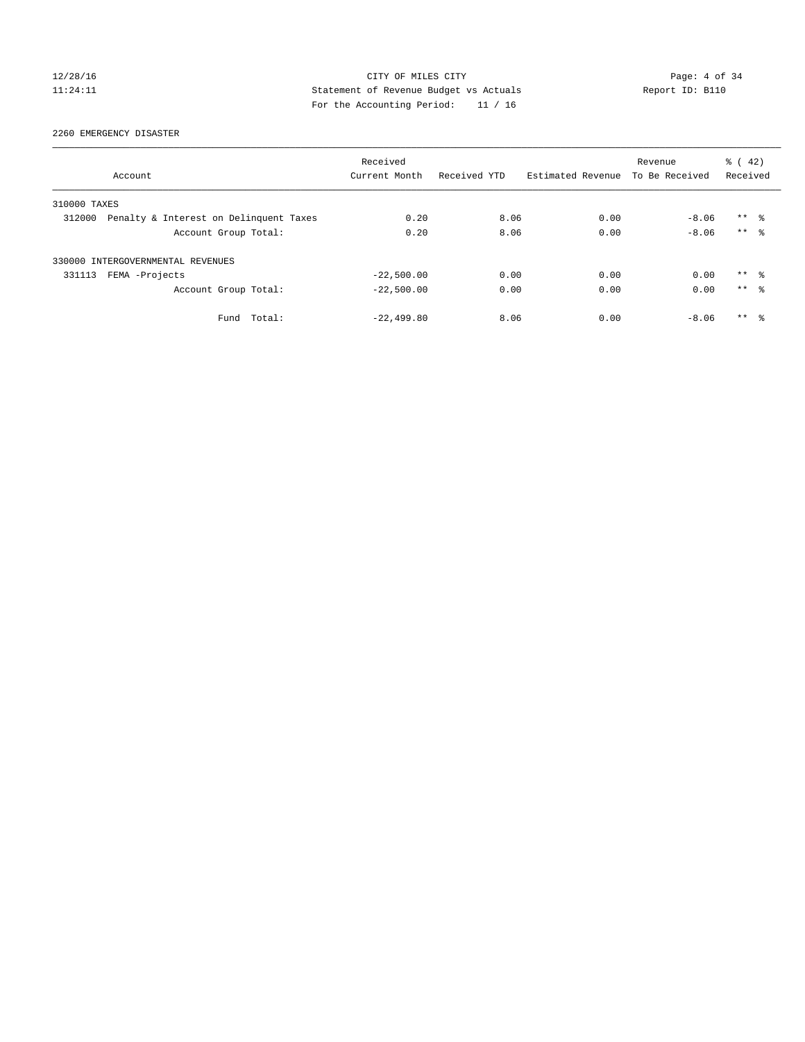CITY OF MILES CITY
Statement of Revenue Budget vs Actuals
For the Accounting Period: 11 / 16

12/28/16
11:24:11

Report ID: B110

2260 EMERGENCY DISASTER

| Account | Received Current Month | Received YTD | Estimated Revenue | Revenue To Be Received | % ( 42) Received |
|---|---|---|---|---|---|
| 310000 TAXES | | | | | |
| 312000 Penalty & Interest on Delinquent Taxes | 0.20 | 8.06 | 0.00 | -8.06 | ** % |
| Account Group Total: | 0.20 | 8.06 | 0.00 | -8.06 | ** % |
| 330000 INTERGOVERNMENTAL REVENUES | | | | | |
| 331113 FEMA -Projects | -22,500.00 | 0.00 | 0.00 | 0.00 | ** % |
| Account Group Total: | -22,500.00 | 0.00 | 0.00 | 0.00 | ** % |
| Fund Total: | -22,499.80 | 8.06 | 0.00 | -8.06 | ** % |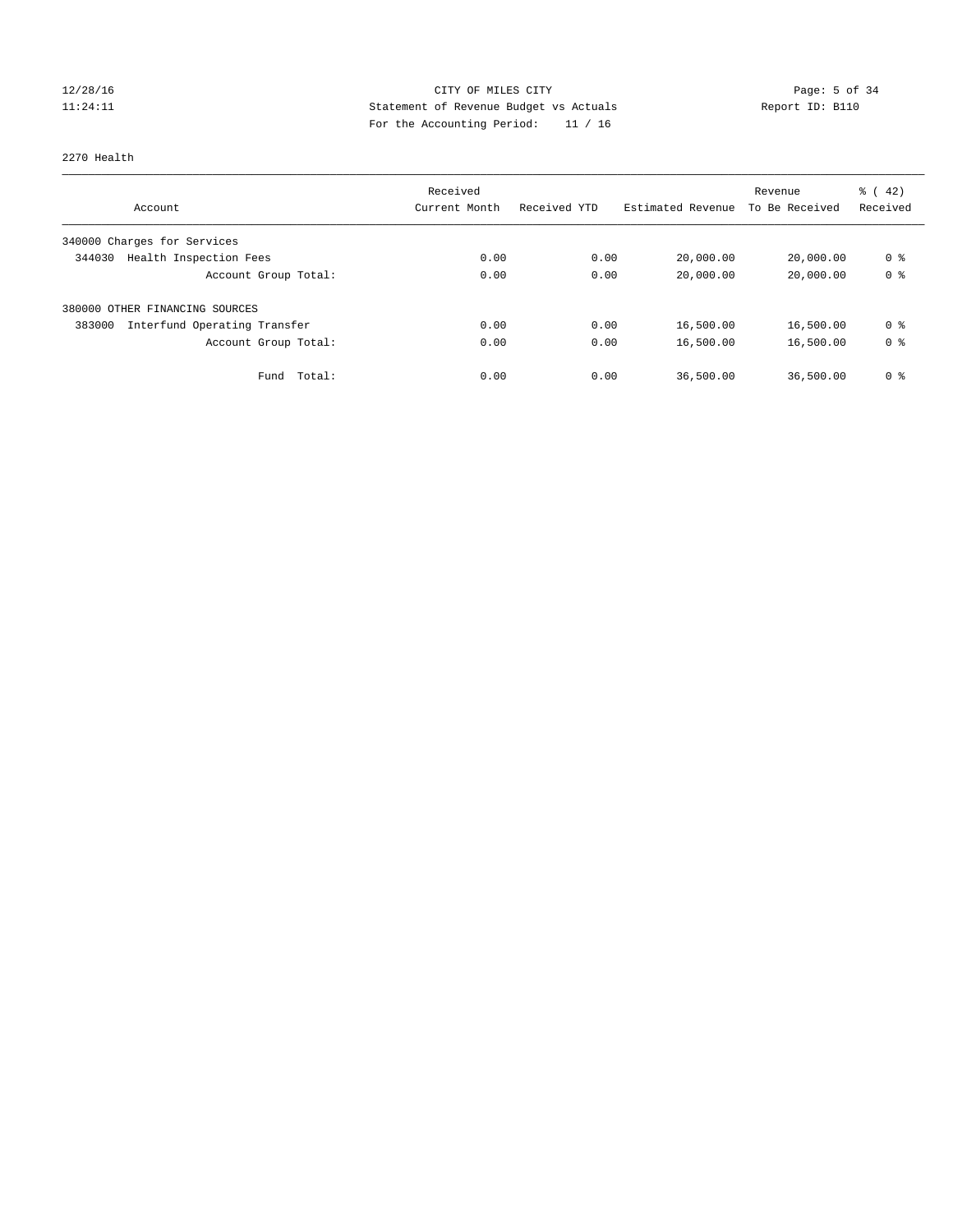CITY OF MILES CITY
Statement of Revenue Budget vs Actuals
For the Accounting Period: 11 / 16

12/28/16
11:24:11

Report ID: B110

2270 Health

| Account | Received Current Month | Received YTD | Estimated Revenue | Revenue To Be Received | % ( 42) Received |
|---|---|---|---|---|---|
| 340000 Charges for Services | | | | | |
| 344030 Health Inspection Fees | 0.00 | 0.00 | 20,000.00 | 20,000.00 | 0 % |
| Account Group Total: | 0.00 | 0.00 | 20,000.00 | 20,000.00 | 0 % |
| 380000 OTHER FINANCING SOURCES | | | | | |
| 383000 Interfund Operating Transfer | 0.00 | 0.00 | 16,500.00 | 16,500.00 | 0 % |
| Account Group Total: | 0.00 | 0.00 | 16,500.00 | 16,500.00 | 0 % |
| Fund Total: | 0.00 | 0.00 | 36,500.00 | 36,500.00 | 0 % |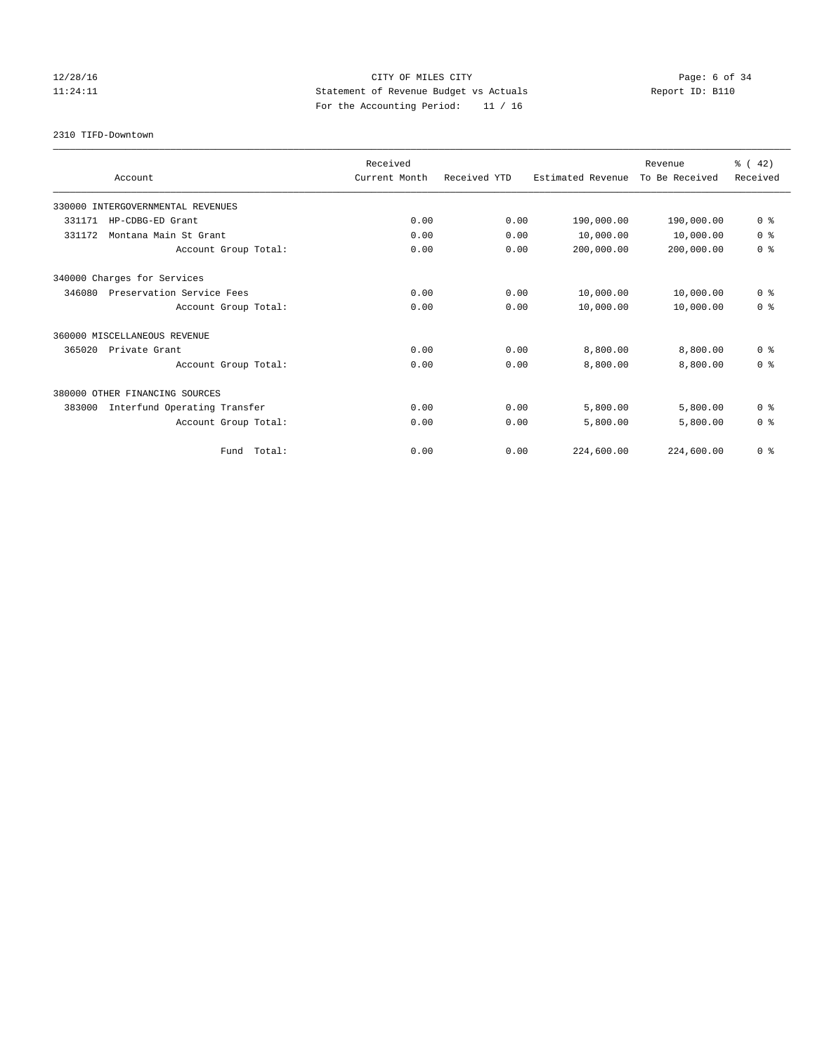CITY OF MILES CITY
Statement of Revenue Budget vs Actuals
For the Accounting Period: 11 / 16

2310 TIFD-Downtown

| Account | Received Current Month | Received YTD | Estimated Revenue | Revenue To Be Received | % ( 42) Received |
|---|---|---|---|---|---|
| 330000 INTERGOVERNMENTAL REVENUES | | | | | |
| 331171 HP-CDBG-ED Grant | 0.00 | 0.00 | 190,000.00 | 190,000.00 | 0 % |
| 331172 Montana Main St Grant | 0.00 | 0.00 | 10,000.00 | 10,000.00 | 0 % |
| Account Group Total: | 0.00 | 0.00 | 200,000.00 | 200,000.00 | 0 % |
| 340000 Charges for Services | | | | | |
| 346080 Preservation Service Fees | 0.00 | 0.00 | 10,000.00 | 10,000.00 | 0 % |
| Account Group Total: | 0.00 | 0.00 | 10,000.00 | 10,000.00 | 0 % |
| 360000 MISCELLANEOUS REVENUE | | | | | |
| 365020 Private Grant | 0.00 | 0.00 | 8,800.00 | 8,800.00 | 0 % |
| Account Group Total: | 0.00 | 0.00 | 8,800.00 | 8,800.00 | 0 % |
| 380000 OTHER FINANCING SOURCES | | | | | |
| 383000 Interfund Operating Transfer | 0.00 | 0.00 | 5,800.00 | 5,800.00 | 0 % |
| Account Group Total: | 0.00 | 0.00 | 5,800.00 | 5,800.00 | 0 % |
| Fund Total: | 0.00 | 0.00 | 224,600.00 | 224,600.00 | 0 % |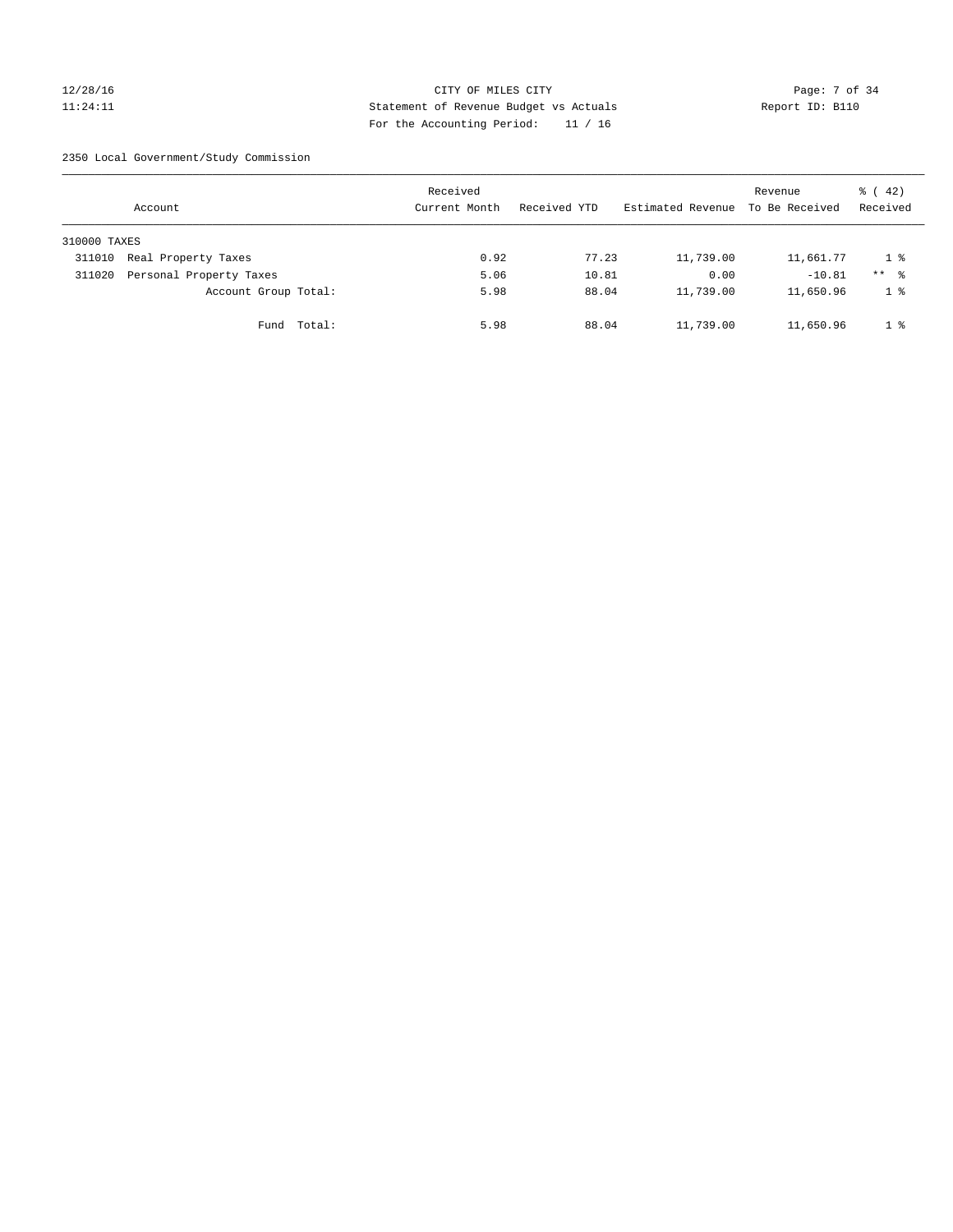CITY OF MILES CITY
Statement of Revenue Budget vs Actuals
For the Accounting Period: 11 / 16

12/28/16
11:24:11

Report ID: B110

2350 Local Government/Study Commission

| Account | Received Current Month | Received YTD | Estimated Revenue | Revenue To Be Received | % ( 42) Received |
|---|---|---|---|---|---|
| 310000 TAXES | | | | | |
| 311010 Real Property Taxes | 0.92 | 77.23 | 11,739.00 | 11,661.77 | 1 % |
| 311020 Personal Property Taxes | 5.06 | 10.81 | 0.00 | -10.81 | ** % |
| Account Group Total: | 5.98 | 88.04 | 11,739.00 | 11,650.96 | 1 % |
| Fund Total: | 5.98 | 88.04 | 11,739.00 | 11,650.96 | 1 % |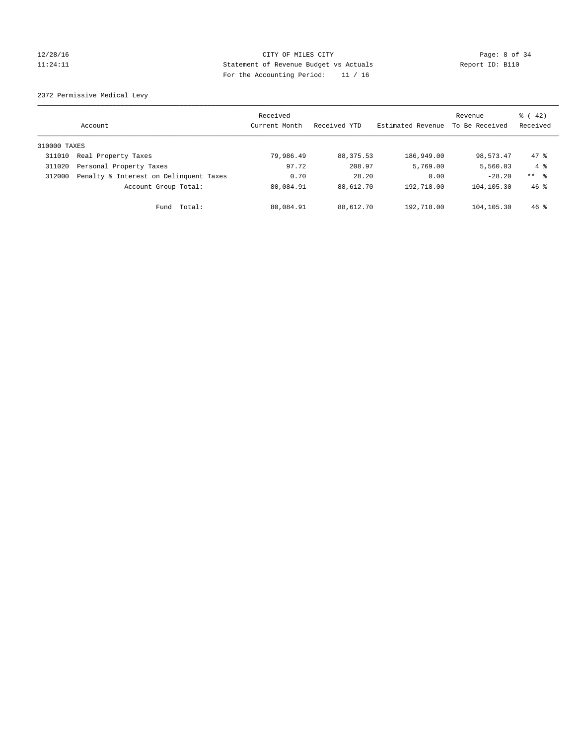CITY OF MILES CITY
Statement of Revenue Budget vs Actuals
For the Accounting Period: 11 / 16

12/28/16
11:24:11

Report ID: B110

2372 Permissive Medical Levy

| Account | | Received Current Month | Received YTD | Estimated Revenue | Revenue To Be Received | % ( 42) Received |
|---|---|---|---|---|---|---|
| 310000 TAXES | | | | | | |
| 311010 | Real Property Taxes | 79,986.49 | 88,375.53 | 186,949.00 | 98,573.47 | 47 % |
| 311020 | Personal Property Taxes | 97.72 | 208.97 | 5,769.00 | 5,560.03 | 4 % |
| 312000 | Penalty & Interest on Delinquent Taxes | 0.70 | 28.20 | 0.00 | -28.20 | ** % |
| | Account Group Total: | 80,084.91 | 88,612.70 | 192,718.00 | 104,105.30 | 46 % |
| | Fund Total: | 80,084.91 | 88,612.70 | 192,718.00 | 104,105.30 | 46 % |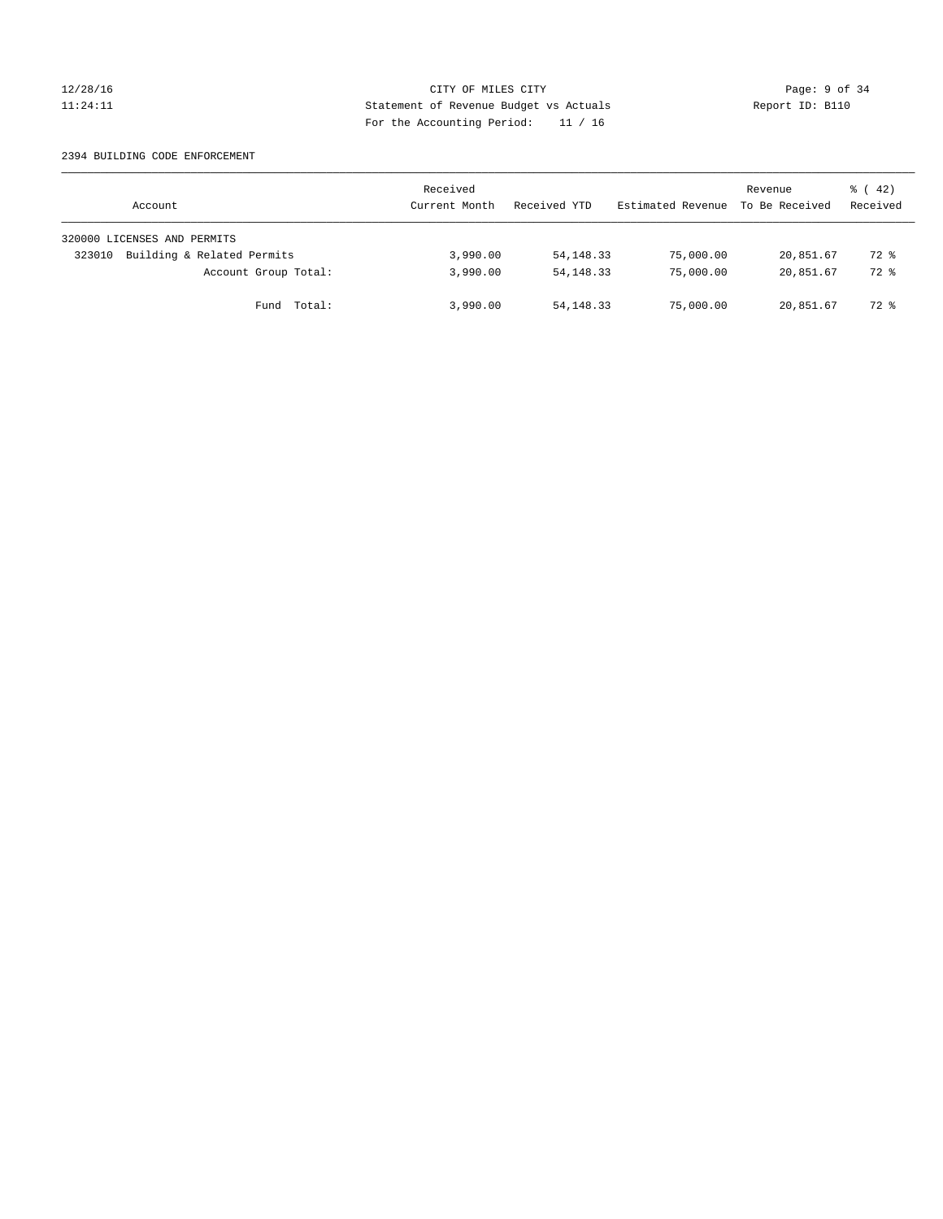CITY OF MILES CITY
Statement of Revenue Budget vs Actuals
For the Accounting Period: 11 / 16

12/28/16
11:24:11

Report ID: B110

2394 BUILDING CODE ENFORCEMENT

| Account | Received Current Month | Received YTD | Estimated Revenue | Revenue To Be Received | % ( 42) Received |
|---|---|---|---|---|---|
| 320000 LICENSES AND PERMITS | | | | | |
| 323010 Building & Related Permits | 3,990.00 | 54,148.33 | 75,000.00 | 20,851.67 | 72 % |
| Account Group Total: | 3,990.00 | 54,148.33 | 75,000.00 | 20,851.67 | 72 % |
| Fund Total: | 3,990.00 | 54,148.33 | 75,000.00 | 20,851.67 | 72 % |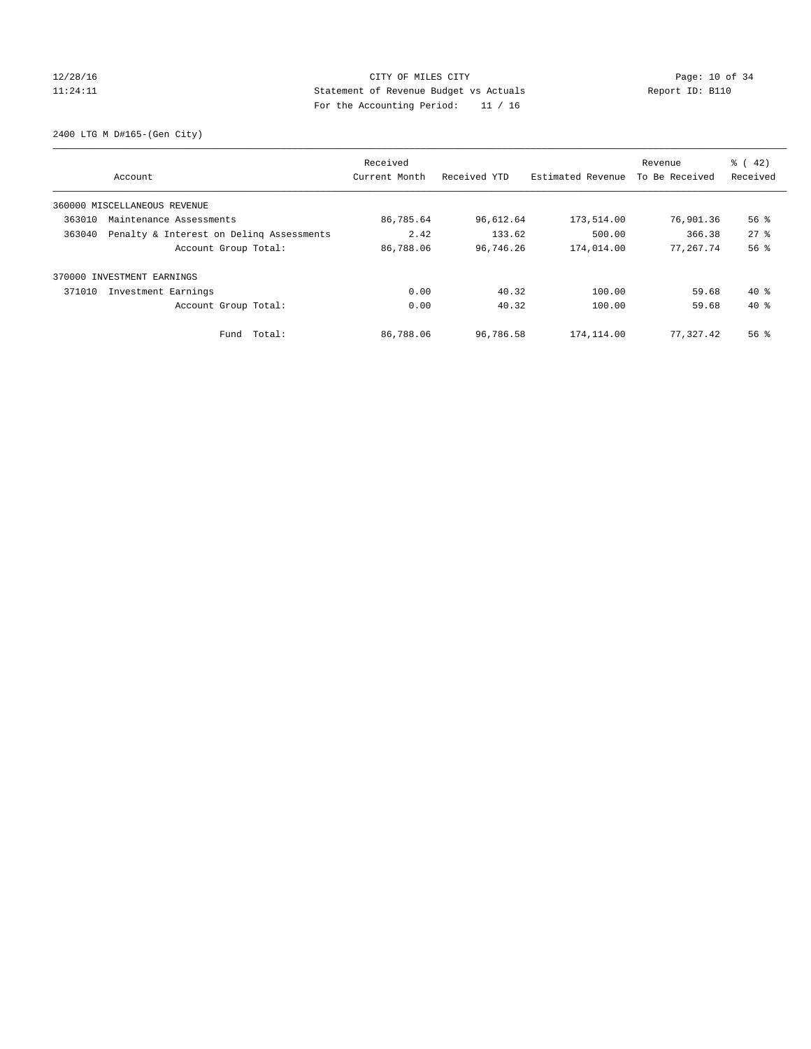CITY OF MILES CITY
Statement of Revenue Budget vs Actuals
For the Accounting Period: 11 / 16

12/28/16
11:24:11

Report ID: B110

2400 LTG M D#165-(Gen City)

| Account | | Received Current Month | Received YTD | Estimated Revenue | Revenue To Be Received | % ( 42) Received |
|---|---|---|---|---|---|---|
| 360000 MISCELLANEOUS REVENUE | | | | | | |
| 363010 | Maintenance Assessments | 86,785.64 | 96,612.64 | 173,514.00 | 76,901.36 | 56 % |
| 363040 | Penalty & Interest on Delinq Assessments | 2.42 | 133.62 | 500.00 | 366.38 | 27 % |
| | Account Group Total: | 86,788.06 | 96,746.26 | 174,014.00 | 77,267.74 | 56 % |
| 370000 INVESTMENT EARNINGS | | | | | | |
| 371010 | Investment Earnings | 0.00 | 40.32 | 100.00 | 59.68 | 40 % |
| | Account Group Total: | 0.00 | 40.32 | 100.00 | 59.68 | 40 % |
| | Fund Total: | 86,788.06 | 96,786.58 | 174,114.00 | 77,327.42 | 56 % |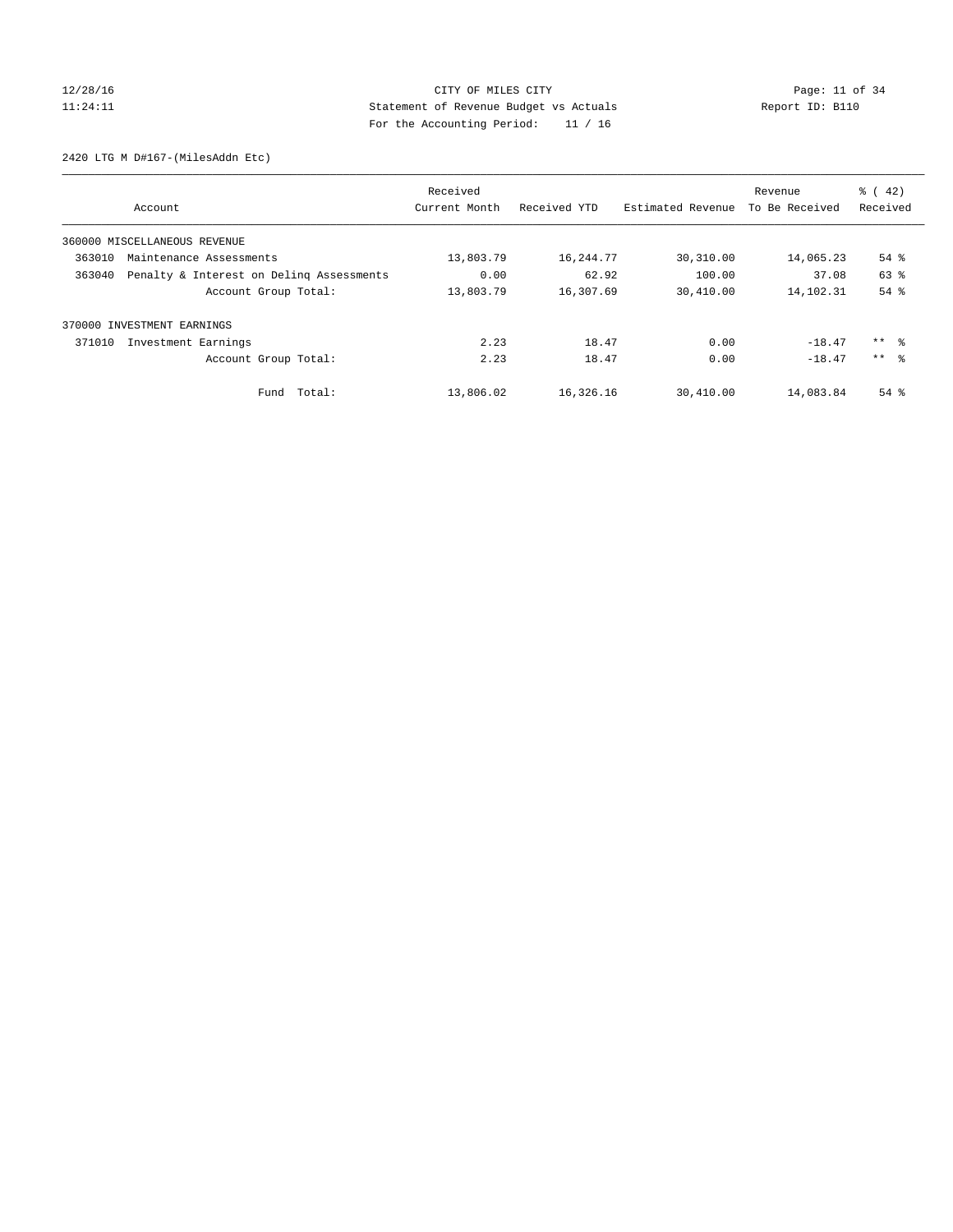CITY OF MILES CITY
Statement of Revenue Budget vs Actuals
For the Accounting Period: 11 / 16

12/28/16
11:24:11

Report ID: B110

2420 LTG M D#167-(MilesAddn Etc)

| Account | Received Current Month | Received YTD | Estimated Revenue | Revenue To Be Received | % ( 42) Received |
|---|---|---|---|---|---|
| 360000 MISCELLANEOUS REVENUE | | | | | |
| 363010 Maintenance Assessments | 13,803.79 | 16,244.77 | 30,310.00 | 14,065.23 | 54 % |
| 363040 Penalty & Interest on Delinq Assessments | 0.00 | 62.92 | 100.00 | 37.08 | 63 % |
| Account Group Total: | 13,803.79 | 16,307.69 | 30,410.00 | 14,102.31 | 54 % |
| 370000 INVESTMENT EARNINGS | | | | | |
| 371010 Investment Earnings | 2.23 | 18.47 | 0.00 | -18.47 | ** % |
| Account Group Total: | 2.23 | 18.47 | 0.00 | -18.47 | ** % |
| Fund Total: | 13,806.02 | 16,326.16 | 30,410.00 | 14,083.84 | 54 % |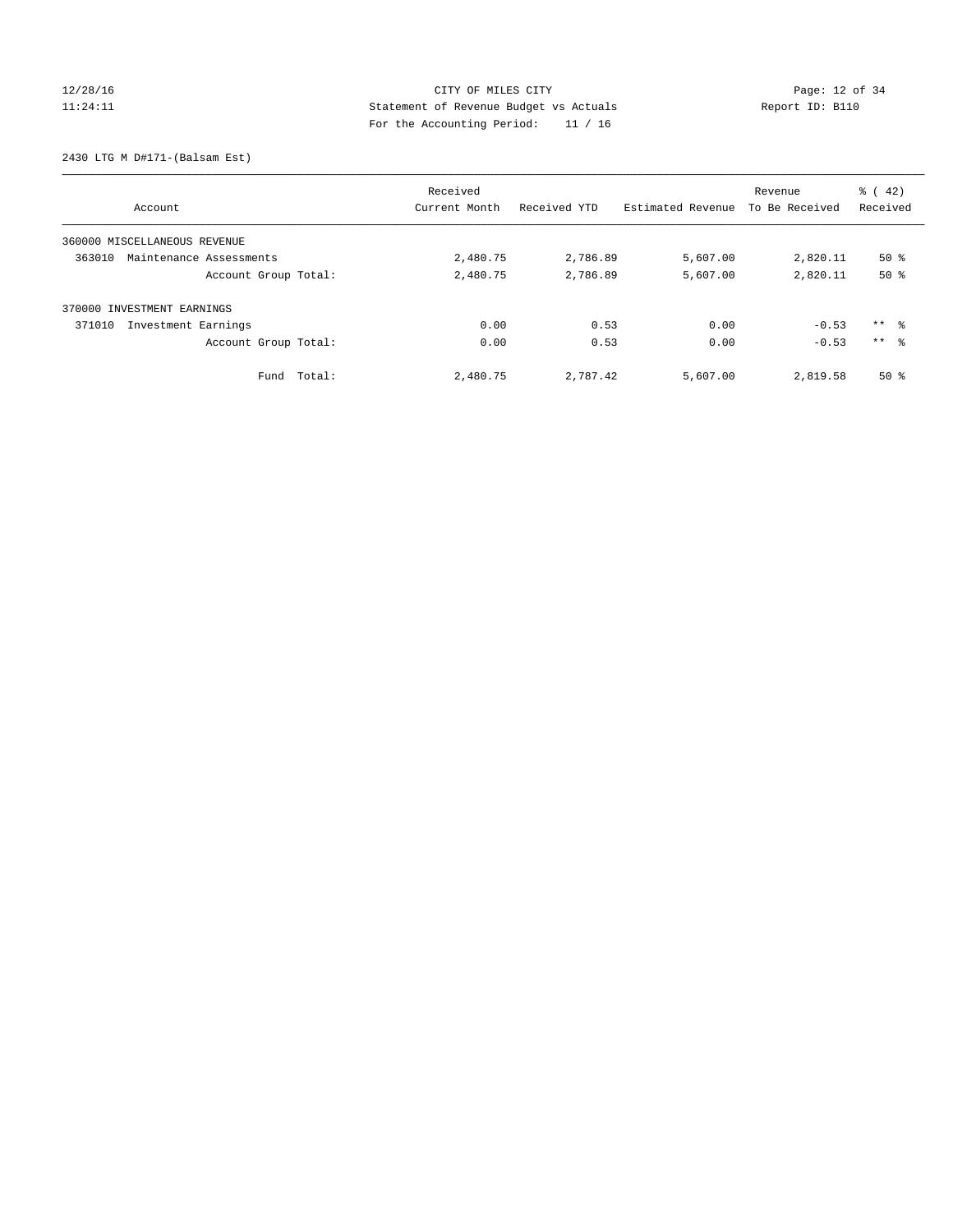CITY OF MILES CITY
Statement of Revenue Budget vs Actuals
For the Accounting Period: 11 / 16

12/28/16
11:24:11

Report ID: B110

2430 LTG M D#171-(Balsam Est)

| Account | Received Current Month | Received YTD | Estimated Revenue | Revenue To Be Received | % ( 42) Received |
|---|---|---|---|---|---|
| 360000 MISCELLANEOUS REVENUE | | | | | |
| 363010 Maintenance Assessments | 2,480.75 | 2,786.89 | 5,607.00 | 2,820.11 | 50 % |
| Account Group Total: | 2,480.75 | 2,786.89 | 5,607.00 | 2,820.11 | 50 % |
| 370000 INVESTMENT EARNINGS | | | | | |
| 371010 Investment Earnings | 0.00 | 0.53 | 0.00 | -0.53 | ** % |
| Account Group Total: | 0.00 | 0.53 | 0.00 | -0.53 | ** % |
| Fund Total: | 2,480.75 | 2,787.42 | 5,607.00 | 2,819.58 | 50 % |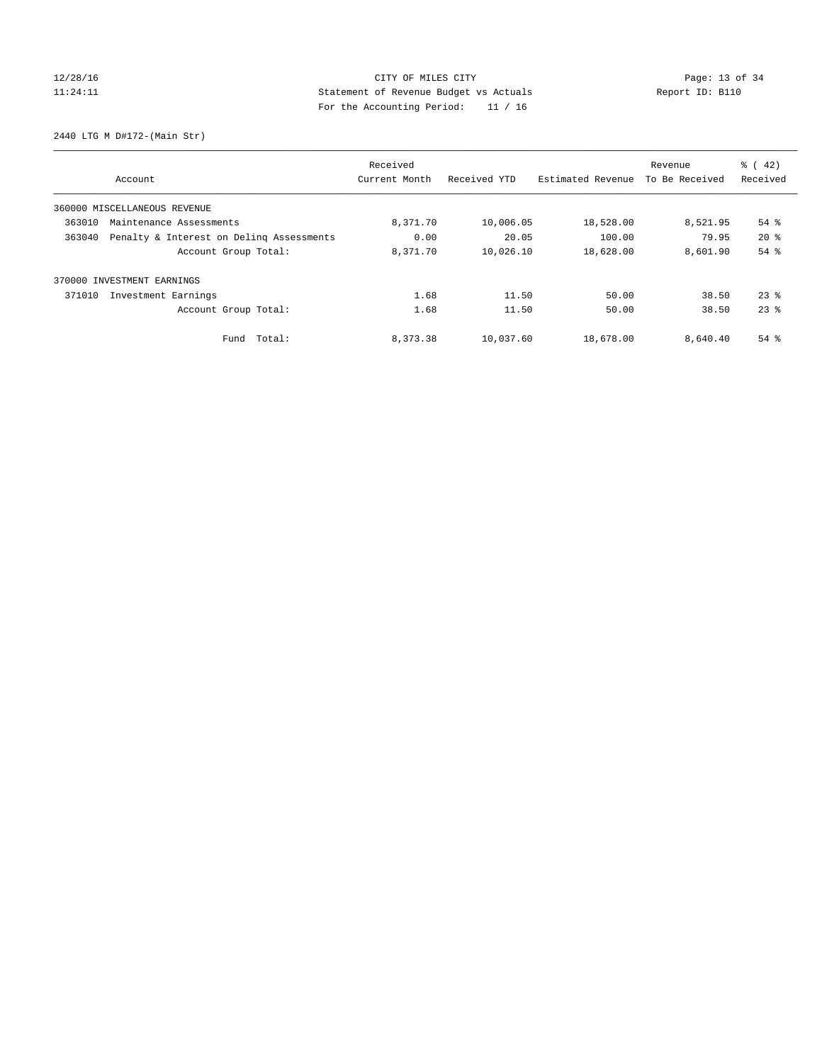CITY OF MILES CITY
Statement of Revenue Budget vs Actuals
For the Accounting Period: 11 / 16

2440 LTG M D#172-(Main Str)

| Account | Received Current Month | Received YTD | Estimated Revenue | Revenue To Be Received | % ( 42) Received |
|---|---|---|---|---|---|
| 360000 MISCELLANEOUS REVENUE | | | | | |
| 363010 Maintenance Assessments | 8,371.70 | 10,006.05 | 18,528.00 | 8,521.95 | 54 % |
| 363040 Penalty & Interest on Delinq Assessments | 0.00 | 20.05 | 100.00 | 79.95 | 20 % |
| Account Group Total: | 8,371.70 | 10,026.10 | 18,628.00 | 8,601.90 | 54 % |
| 370000 INVESTMENT EARNINGS | | | | | |
| 371010 Investment Earnings | 1.68 | 11.50 | 50.00 | 38.50 | 23 % |
| Account Group Total: | 1.68 | 11.50 | 50.00 | 38.50 | 23 % |
| Fund Total: | 8,373.38 | 10,037.60 | 18,678.00 | 8,640.40 | 54 % |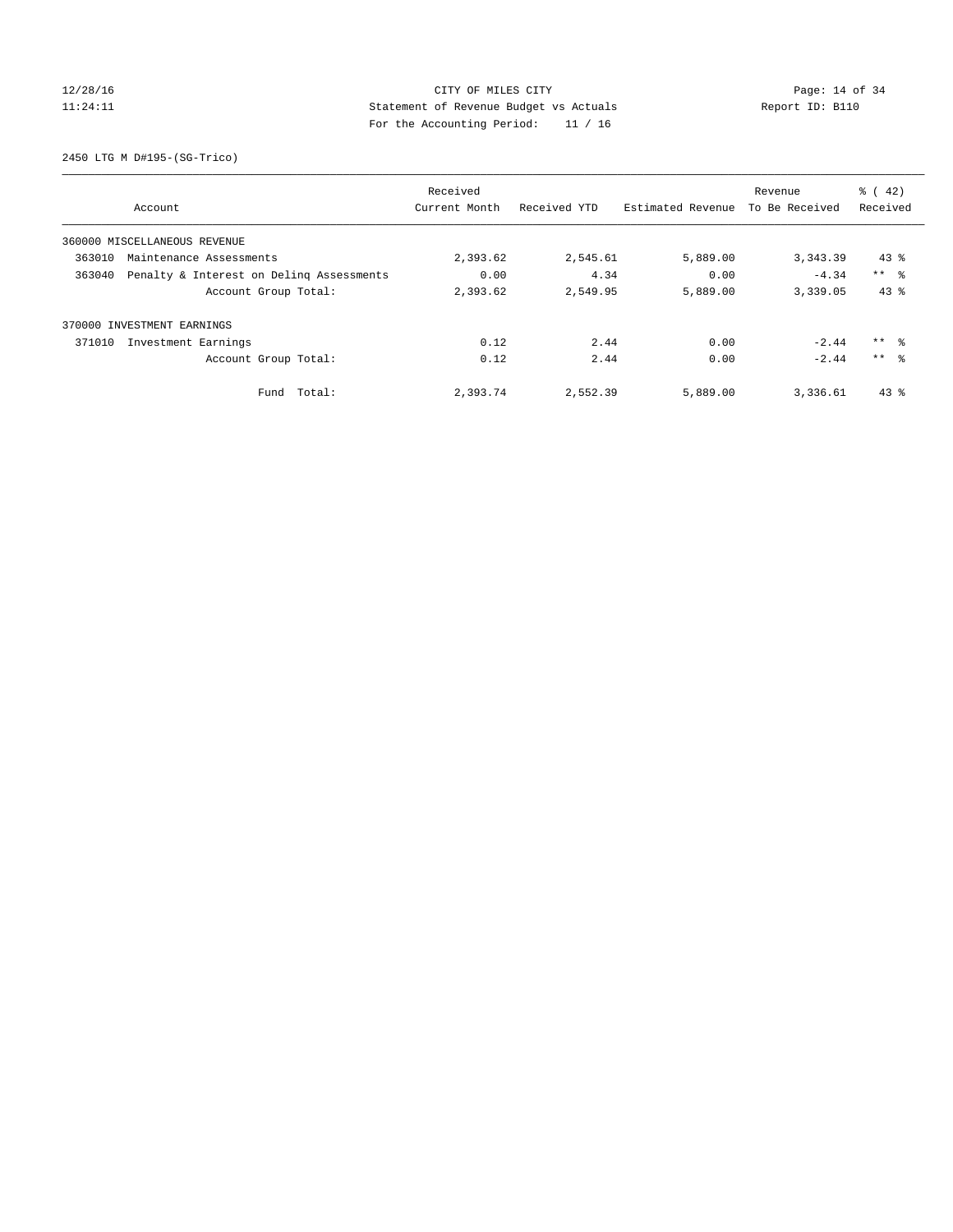CITY OF MILES CITY
Statement of Revenue Budget vs Actuals
For the Accounting Period: 11 / 16

12/28/16
11:24:11

Report ID: B110

2450 LTG M D#195-(SG-Trico)

| Account | | Received Current Month | Received YTD | Estimated Revenue | Revenue To Be Received | % ( 42) Received |
|---|---|---|---|---|---|---|
| 360000 MISCELLANEOUS REVENUE | | | | | | |
| 363010 | Maintenance Assessments | 2,393.62 | 2,545.61 | 5,889.00 | 3,343.39 | 43 % |
| 363040 | Penalty & Interest on Delinq Assessments | 0.00 | 4.34 | 0.00 | -4.34 | ** % |
| | Account Group Total: | 2,393.62 | 2,549.95 | 5,889.00 | 3,339.05 | 43 % |
| 370000 INVESTMENT EARNINGS | | | | | | |
| 371010 | Investment Earnings | 0.12 | 2.44 | 0.00 | -2.44 | ** % |
| | Account Group Total: | 0.12 | 2.44 | 0.00 | -2.44 | ** % |
| | Fund Total: | 2,393.74 | 2,552.39 | 5,889.00 | 3,336.61 | 43 % |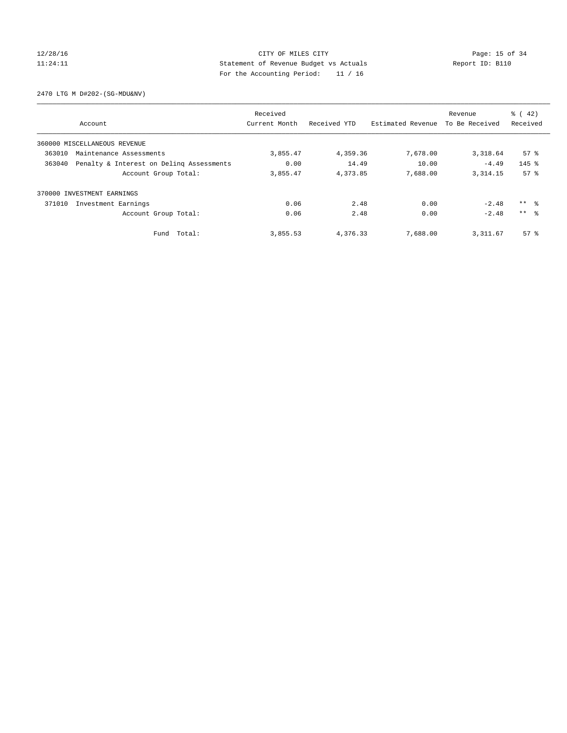CITY OF MILES CITY
Statement of Revenue Budget vs Actuals
For the Accounting Period: 11 / 16

2470 LTG M D#202-(SG-MDU&NV)

| Account | Received Current Month | Received YTD | Estimated Revenue | Revenue To Be Received | % ( 42) Received |
|---|---|---|---|---|---|
| 360000 MISCELLANEOUS REVENUE | | | | | |
| 363010 Maintenance Assessments | 3,855.47 | 4,359.36 | 7,678.00 | 3,318.64 | 57 % |
| 363040 Penalty & Interest on Delinq Assessments | 0.00 | 14.49 | 10.00 | -4.49 | 145 % |
| Account Group Total: | 3,855.47 | 4,373.85 | 7,688.00 | 3,314.15 | 57 % |
| 370000 INVESTMENT EARNINGS | | | | | |
| 371010 Investment Earnings | 0.06 | 2.48 | 0.00 | -2.48 | ** % |
| Account Group Total: | 0.06 | 2.48 | 0.00 | -2.48 | ** % |
| Fund Total: | 3,855.53 | 4,376.33 | 7,688.00 | 3,311.67 | 57 % |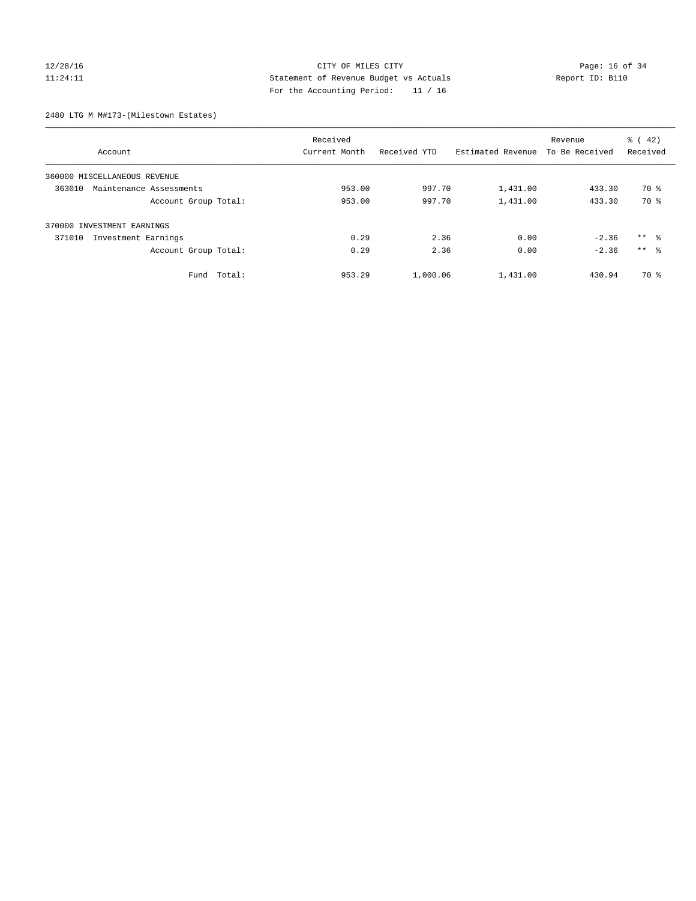CITY OF MILES CITY
Statement of Revenue Budget vs Actuals
For the Accounting Period: 11 / 16

12/28/16
11:24:11

Report ID: B110

2480 LTG M M#173-(Milestown Estates)

| Account | Received Current Month | Received YTD | Estimated Revenue | Revenue To Be Received | % ( 42) Received |
|---|---|---|---|---|---|
| 360000 MISCELLANEOUS REVENUE | | | | | |
| 363010 Maintenance Assessments | 953.00 | 997.70 | 1,431.00 | 433.30 | 70 % |
| Account Group Total: | 953.00 | 997.70 | 1,431.00 | 433.30 | 70 % |
| 370000 INVESTMENT EARNINGS | | | | | |
| 371010 Investment Earnings | 0.29 | 2.36 | 0.00 | -2.36 | ** % |
| Account Group Total: | 0.29 | 2.36 | 0.00 | -2.36 | ** % |
| Fund Total: | 953.29 | 1,000.06 | 1,431.00 | 430.94 | 70 % |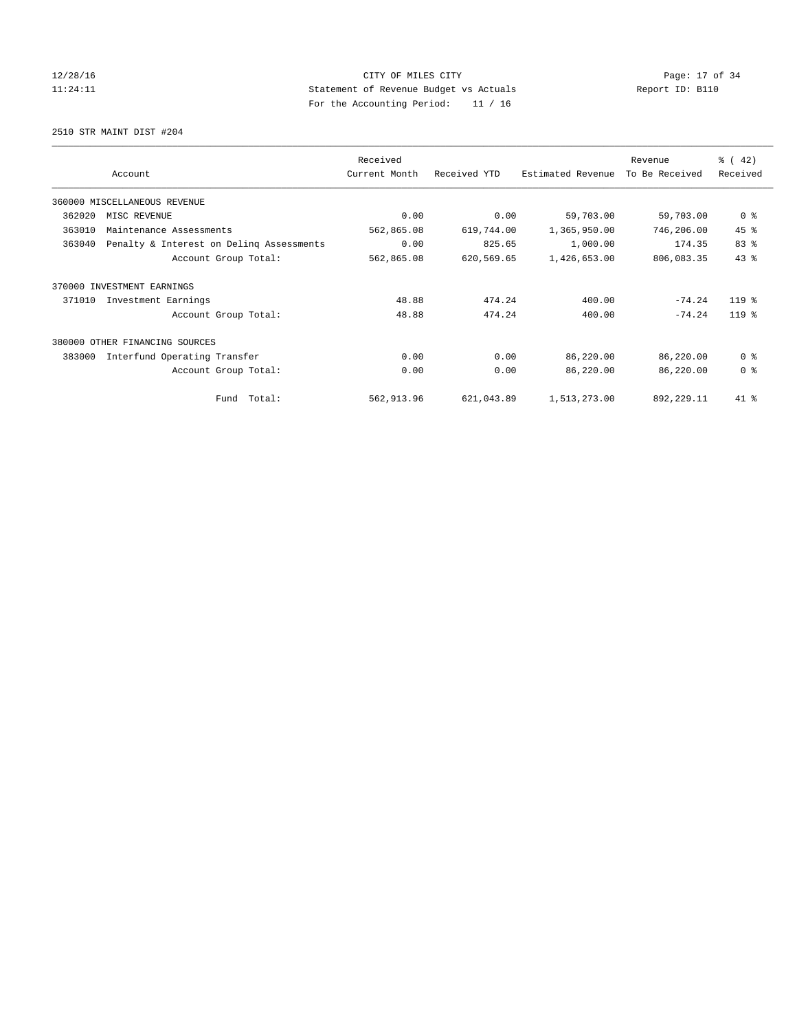CITY OF MILES CITY
Statement of Revenue Budget vs Actuals
For the Accounting Period: 11 / 16

2510 STR MAINT DIST #204

| Account | Received Current Month | Received YTD | Estimated Revenue | Revenue To Be Received | % ( 42) Received |
|---|---|---|---|---|---|
| 360000 MISCELLANEOUS REVENUE | | | | | |
| 362020 MISC REVENUE | 0.00 | 0.00 | 59,703.00 | 59,703.00 | 0 % |
| 363010 Maintenance Assessments | 562,865.08 | 619,744.00 | 1,365,950.00 | 746,206.00 | 45 % |
| 363040 Penalty & Interest on Delinq Assessments | 0.00 | 825.65 | 1,000.00 | 174.35 | 83 % |
| Account Group Total: | 562,865.08 | 620,569.65 | 1,426,653.00 | 806,083.35 | 43 % |
| 370000 INVESTMENT EARNINGS | | | | | |
| 371010 Investment Earnings | 48.88 | 474.24 | 400.00 | -74.24 | 119 % |
| Account Group Total: | 48.88 | 474.24 | 400.00 | -74.24 | 119 % |
| 380000 OTHER FINANCING SOURCES | | | | | |
| 383000 Interfund Operating Transfer | 0.00 | 0.00 | 86,220.00 | 86,220.00 | 0 % |
| Account Group Total: | 0.00 | 0.00 | 86,220.00 | 86,220.00 | 0 % |
| Fund Total: | 562,913.96 | 621,043.89 | 1,513,273.00 | 892,229.11 | 41 % |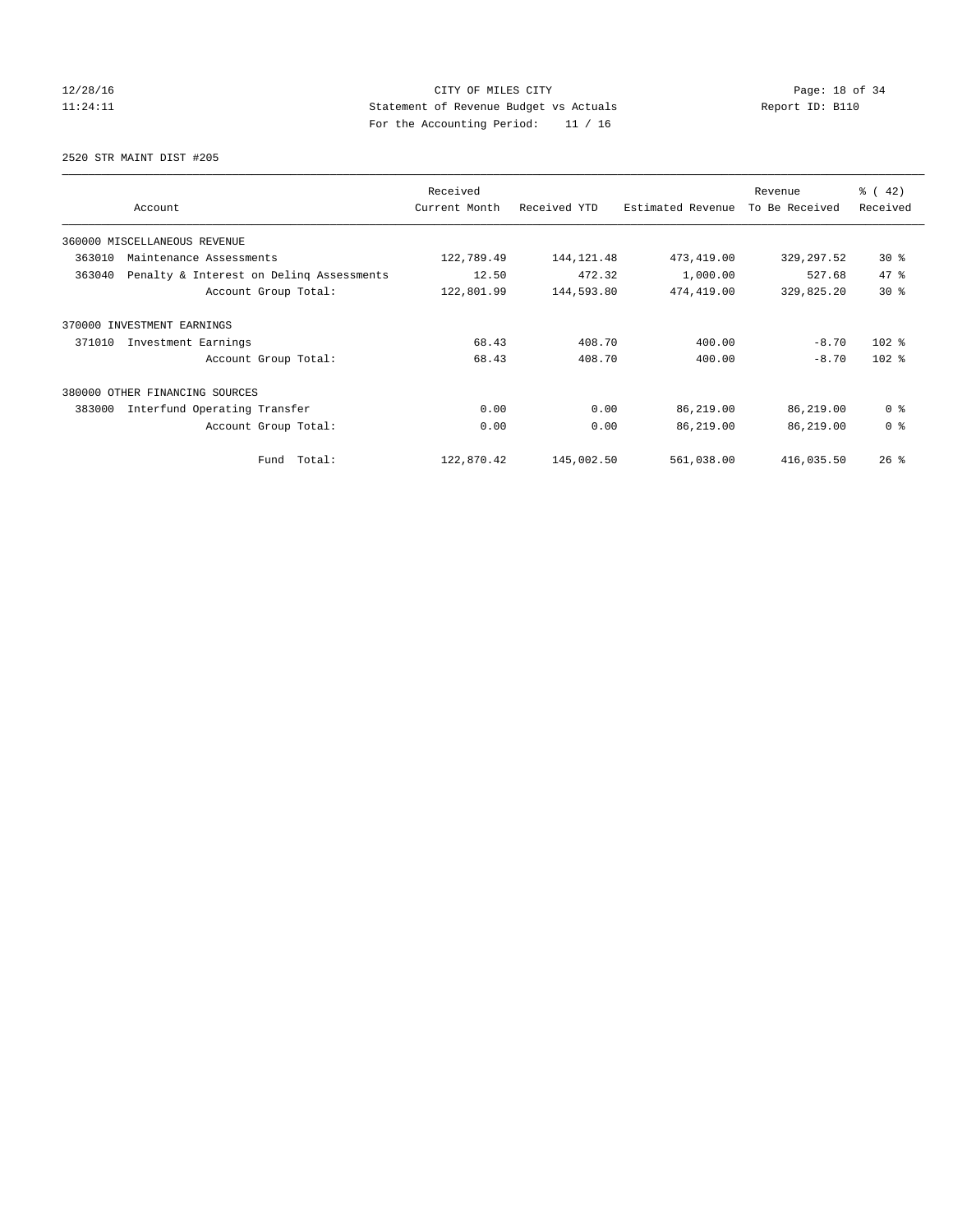CITY OF MILES CITY
Statement of Revenue Budget vs Actuals
For the Accounting Period: 11 / 16

2520 STR MAINT DIST #205

| Account | Received Current Month | Received YTD | Estimated Revenue | Revenue To Be Received | % ( 42) Received |
|---|---|---|---|---|---|
| 360000 MISCELLANEOUS REVENUE | | | | | |
| 363010 Maintenance Assessments | 122,789.49 | 144,121.48 | 473,419.00 | 329,297.52 | 30 % |
| 363040 Penalty & Interest on Delinq Assessments | 12.50 | 472.32 | 1,000.00 | 527.68 | 47 % |
| Account Group Total: | 122,801.99 | 144,593.80 | 474,419.00 | 329,825.20 | 30 % |
| 370000 INVESTMENT EARNINGS | | | | | |
| 371010 Investment Earnings | 68.43 | 408.70 | 400.00 | -8.70 | 102 % |
| Account Group Total: | 68.43 | 408.70 | 400.00 | -8.70 | 102 % |
| 380000 OTHER FINANCING SOURCES | | | | | |
| 383000 Interfund Operating Transfer | 0.00 | 0.00 | 86,219.00 | 86,219.00 | 0 % |
| Account Group Total: | 0.00 | 0.00 | 86,219.00 | 86,219.00 | 0 % |
| Fund Total: | 122,870.42 | 145,002.50 | 561,038.00 | 416,035.50 | 26 % |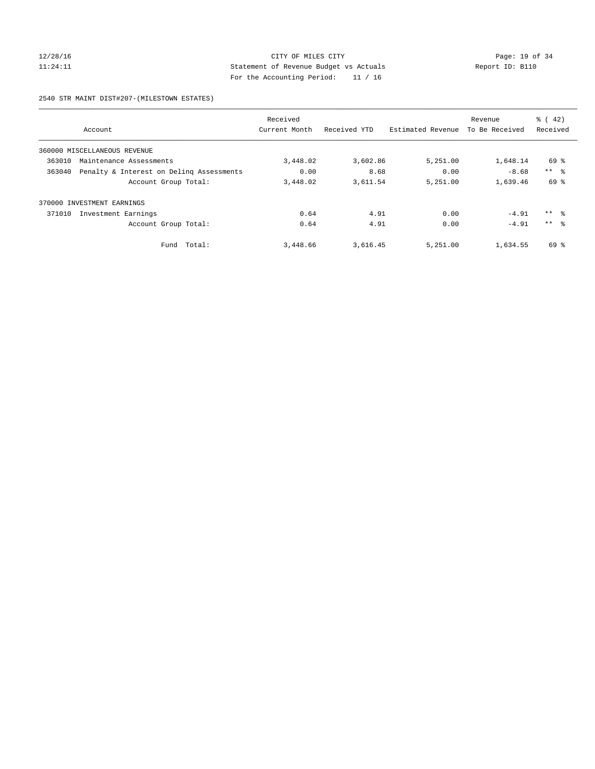CITY OF MILES CITY
Statement of Revenue Budget vs Actuals
For the Accounting Period: 11 / 16

12/28/16
11:24:11

Report ID: B110

2540 STR MAINT DIST#207-(MILESTOWN ESTATES)

| Account | Received Current Month | Received YTD | Estimated Revenue | Revenue To Be Received | % ( 42) Received |
|---|---|---|---|---|---|
| 360000 MISCELLANEOUS REVENUE | | | | | |
| 363010 Maintenance Assessments | 3,448.02 | 3,602.86 | 5,251.00 | 1,648.14 | 69 % |
| 363040 Penalty & Interest on Delinq Assessments | 0.00 | 8.68 | 0.00 | -8.68 | ** % |
| Account Group Total: | 3,448.02 | 3,611.54 | 5,251.00 | 1,639.46 | 69 % |
| 370000 INVESTMENT EARNINGS | | | | | |
| 371010 Investment Earnings | 0.64 | 4.91 | 0.00 | -4.91 | ** % |
| Account Group Total: | 0.64 | 4.91 | 0.00 | -4.91 | ** % |
| Fund Total: | 3,448.66 | 3,616.45 | 5,251.00 | 1,634.55 | 69 % |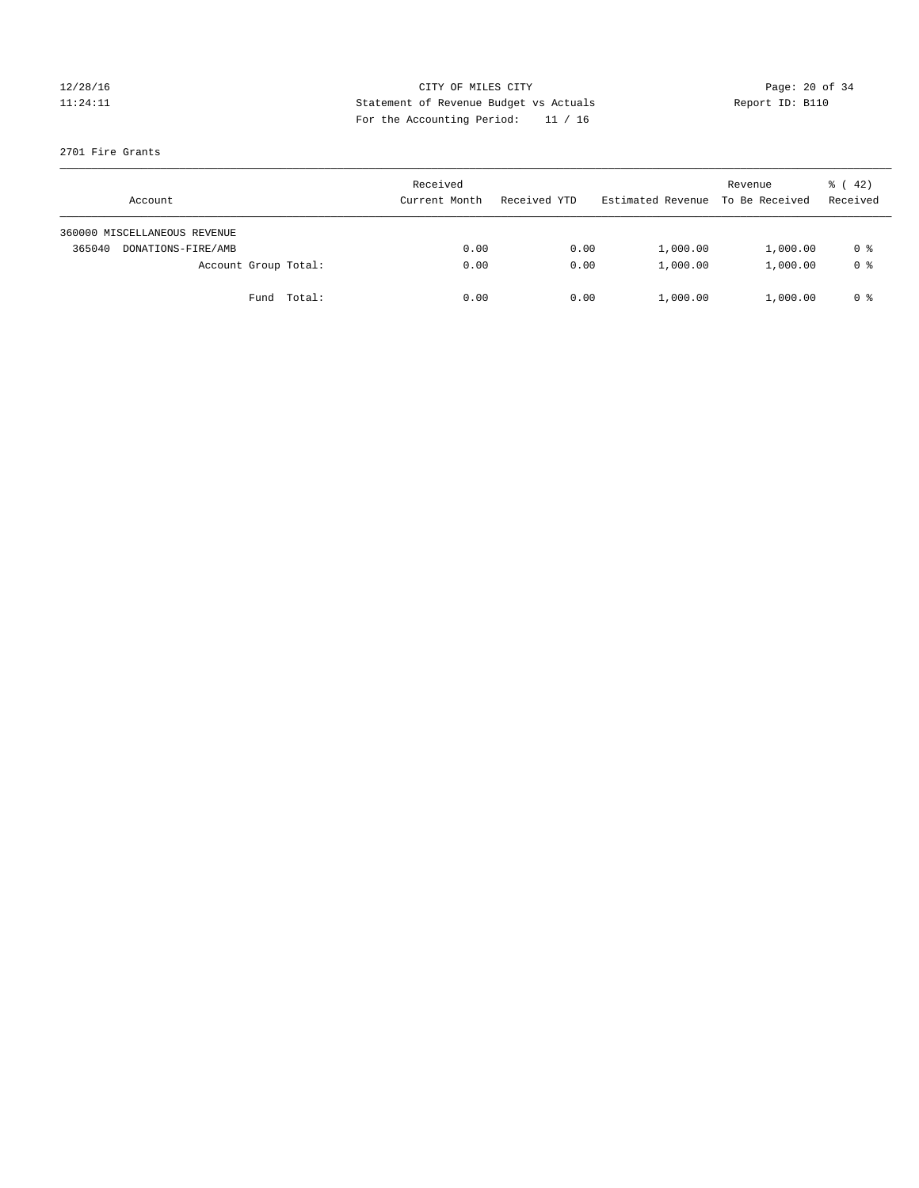CITY OF MILES CITY
Statement of Revenue Budget vs Actuals
For the Accounting Period: 11 / 16

12/28/16
11:24:11

Report ID: B110

2701 Fire Grants

| Account | Received Current Month | Received YTD | Estimated Revenue | Revenue To Be Received | % ( 42) Received |
|---|---|---|---|---|---|
| 360000 MISCELLANEOUS REVENUE | | | | | |
| 365040 DONATIONS-FIRE/AMB | 0.00 | 0.00 | 1,000.00 | 1,000.00 | 0 % |
| Account Group Total: | 0.00 | 0.00 | 1,000.00 | 1,000.00 | 0 % |
| Fund Total: | 0.00 | 0.00 | 1,000.00 | 1,000.00 | 0 % |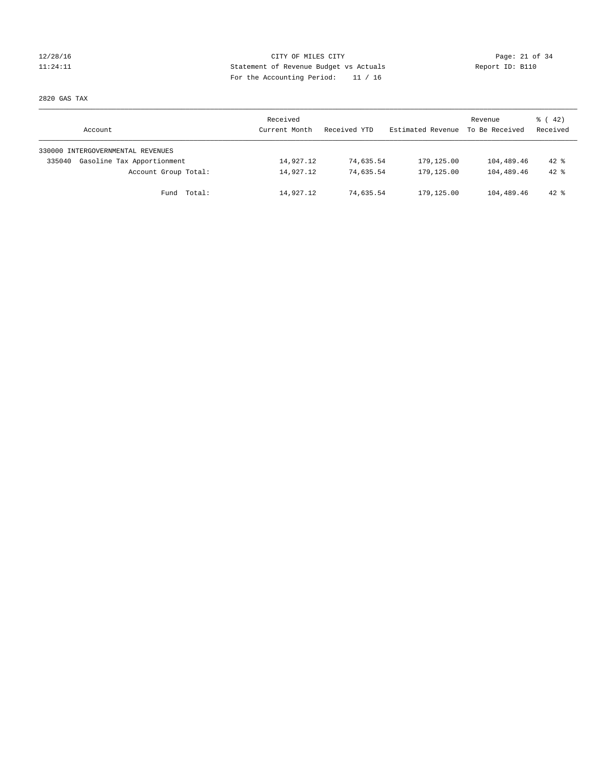CITY OF MILES CITY
Statement of Revenue Budget vs Actuals
For the Accounting Period: 11 / 16

12/28/16
11:24:11

Report ID: B110

2820 GAS TAX

| Account | Received Current Month | Received YTD | Estimated Revenue | Revenue To Be Received | % ( 42) Received |
|---|---|---|---|---|---|
| 330000 INTERGOVERNMENTAL REVENUES | | | | | |
| 335040 Gasoline Tax Apportionment | 14,927.12 | 74,635.54 | 179,125.00 | 104,489.46 | 42 % |
| Account Group Total: | 14,927.12 | 74,635.54 | 179,125.00 | 104,489.46 | 42 % |
| Fund Total: | 14,927.12 | 74,635.54 | 179,125.00 | 104,489.46 | 42 % |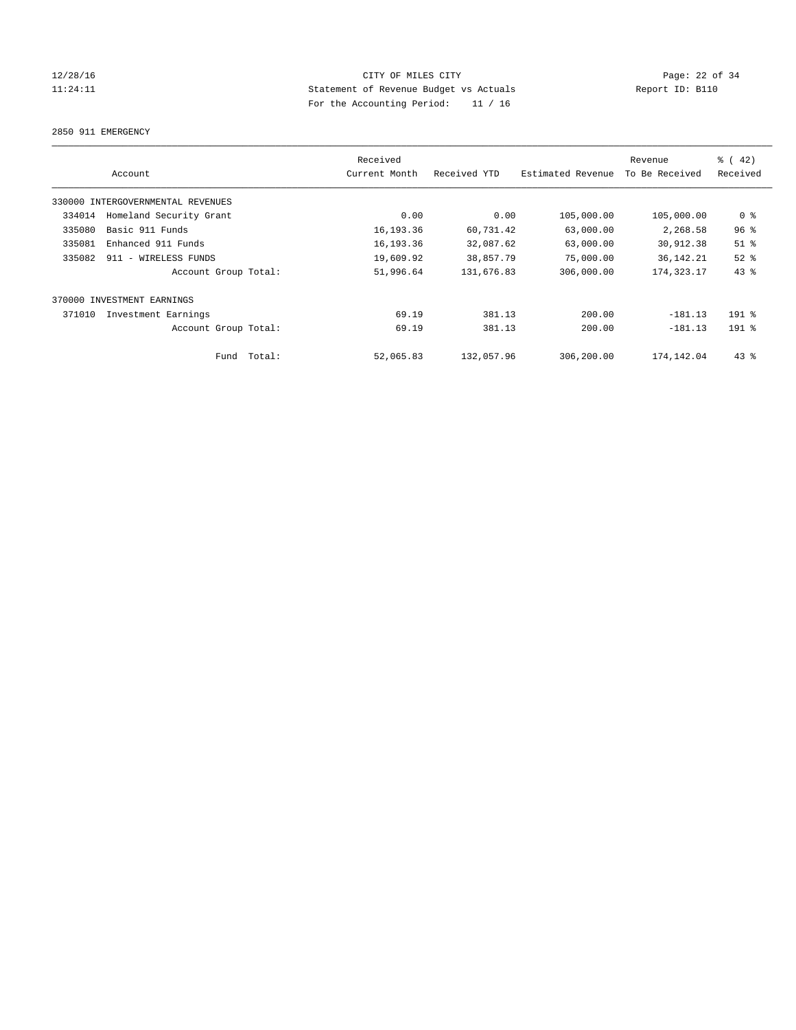CITY OF MILES CITY
Statement of Revenue Budget vs Actuals
For the Accounting Period: 11 / 16

12/28/16
11:24:11

Report ID: B110

2850 911 EMERGENCY

| Account | Received Current Month | Received YTD | Estimated Revenue | Revenue To Be Received | % ( 42) Received |
|---|---|---|---|---|---|
| 330000 INTERGOVERNMENTAL REVENUES | | | | | |
| 334014 Homeland Security Grant | 0.00 | 0.00 | 105,000.00 | 105,000.00 | 0 % |
| 335080 Basic 911 Funds | 16,193.36 | 60,731.42 | 63,000.00 | 2,268.58 | 96 % |
| 335081 Enhanced 911 Funds | 16,193.36 | 32,087.62 | 63,000.00 | 30,912.38 | 51 % |
| 335082 911 - WIRELESS FUNDS | 19,609.92 | 38,857.79 | 75,000.00 | 36,142.21 | 52 % |
| Account Group Total: | 51,996.64 | 131,676.83 | 306,000.00 | 174,323.17 | 43 % |
| 370000 INVESTMENT EARNINGS | | | | | |
| 371010 Investment Earnings | 69.19 | 381.13 | 200.00 | -181.13 | 191 % |
| Account Group Total: | 69.19 | 381.13 | 200.00 | -181.13 | 191 % |
| Fund Total: | 52,065.83 | 132,057.96 | 306,200.00 | 174,142.04 | 43 % |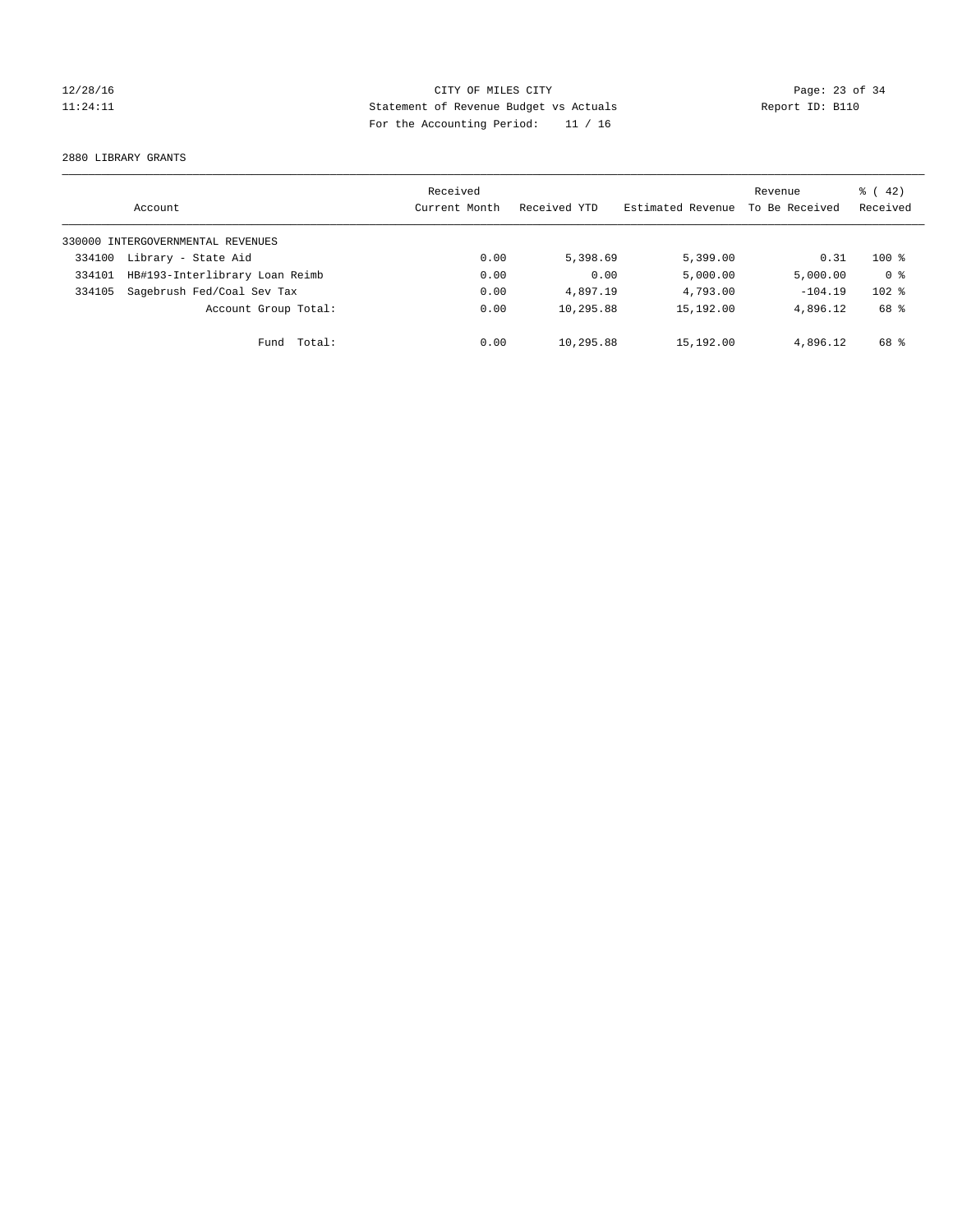CITY OF MILES CITY
Statement of Revenue Budget vs Actuals
For the Accounting Period: 11 / 16

12/28/16
11:24:11

Report ID: B110

2880 LIBRARY GRANTS

| Account | | Received Current Month | Received YTD | Estimated Revenue | Revenue To Be Received | % ( 42) Received |
|---|---|---|---|---|---|---|
| 330000 INTERGOVERNMENTAL REVENUES | | | | | | |
| 334100 | Library - State Aid | 0.00 | 5,398.69 | 5,399.00 | 0.31 | 100 % |
| 334101 | HB#193-Interlibrary Loan Reimb | 0.00 | 0.00 | 5,000.00 | 5,000.00 | 0 % |
| 334105 | Sagebrush Fed/Coal Sev Tax | 0.00 | 4,897.19 | 4,793.00 | -104.19 | 102 % |
| | Account Group Total: | 0.00 | 10,295.88 | 15,192.00 | 4,896.12 | 68 % |
| | Fund Total: | 0.00 | 10,295.88 | 15,192.00 | 4,896.12 | 68 % |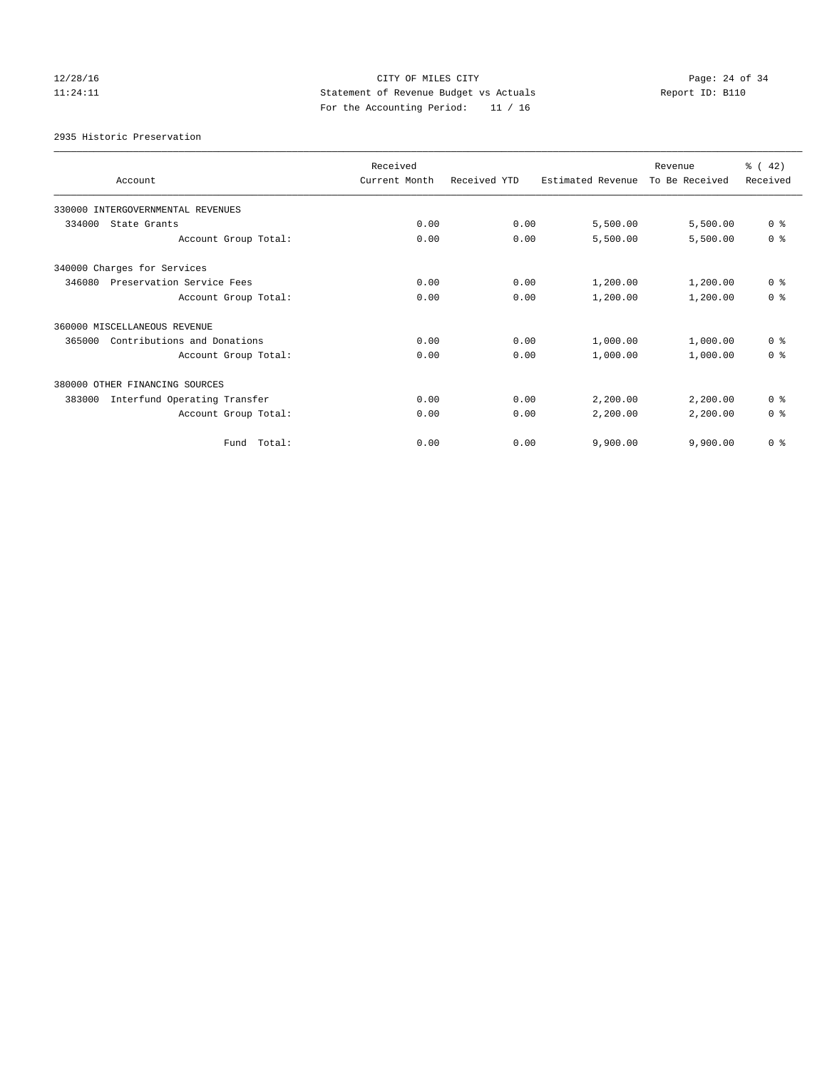CITY OF MILES CITY

Statement of Revenue Budget vs Actuals

For the Accounting Period: 11 / 16

12/28/16 11:24:11 — Report ID: B110

2935 Historic Preservation

| Account | Received Current Month | Received YTD | Estimated Revenue | Revenue To Be Received | % ( 42) Received |
|---|---|---|---|---|---|
| 330000 INTERGOVERNMENTAL REVENUES | | | | | |
| 334000 State Grants | 0.00 | 0.00 | 5,500.00 | 5,500.00 | 0 % |
| Account Group Total: | 0.00 | 0.00 | 5,500.00 | 5,500.00 | 0 % |
| 340000 Charges for Services | | | | | |
| 346080 Preservation Service Fees | 0.00 | 0.00 | 1,200.00 | 1,200.00 | 0 % |
| Account Group Total: | 0.00 | 0.00 | 1,200.00 | 1,200.00 | 0 % |
| 360000 MISCELLANEOUS REVENUE | | | | | |
| 365000 Contributions and Donations | 0.00 | 0.00 | 1,000.00 | 1,000.00 | 0 % |
| Account Group Total: | 0.00 | 0.00 | 1,000.00 | 1,000.00 | 0 % |
| 380000 OTHER FINANCING SOURCES | | | | | |
| 383000 Interfund Operating Transfer | 0.00 | 0.00 | 2,200.00 | 2,200.00 | 0 % |
| Account Group Total: | 0.00 | 0.00 | 2,200.00 | 2,200.00 | 0 % |
| Fund Total: | 0.00 | 0.00 | 9,900.00 | 9,900.00 | 0 % |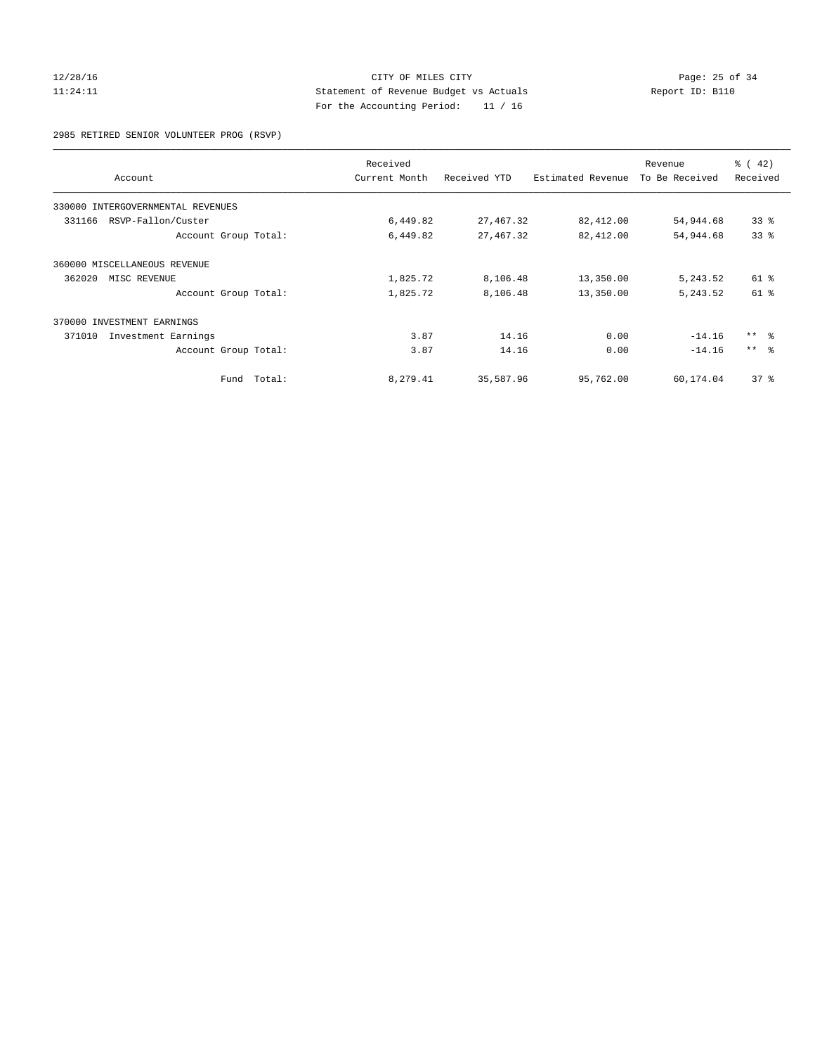CITY OF MILES CITY
Statement of Revenue Budget vs Actuals
For the Accounting Period: 11 / 16

12/28/16
11:24:11

Report ID: B110

2985 RETIRED SENIOR VOLUNTEER PROG (RSVP)

| Account | Received Current Month | Received YTD | Estimated Revenue | Revenue To Be Received | % ( 42) Received |
|---|---|---|---|---|---|
| 330000 INTERGOVERNMENTAL REVENUES | | | | | |
| 331166 RSVP-Fallon/Custer | 6,449.82 | 27,467.32 | 82,412.00 | 54,944.68 | 33 % |
| Account Group Total: | 6,449.82 | 27,467.32 | 82,412.00 | 54,944.68 | 33 % |
| 360000 MISCELLANEOUS REVENUE | | | | | |
| 362020 MISC REVENUE | 1,825.72 | 8,106.48 | 13,350.00 | 5,243.52 | 61 % |
| Account Group Total: | 1,825.72 | 8,106.48 | 13,350.00 | 5,243.52 | 61 % |
| 370000 INVESTMENT EARNINGS | | | | | |
| 371010 Investment Earnings | 3.87 | 14.16 | 0.00 | -14.16 | ** % |
| Account Group Total: | 3.87 | 14.16 | 0.00 | -14.16 | ** % |
| Fund Total: | 8,279.41 | 35,587.96 | 95,762.00 | 60,174.04 | 37 % |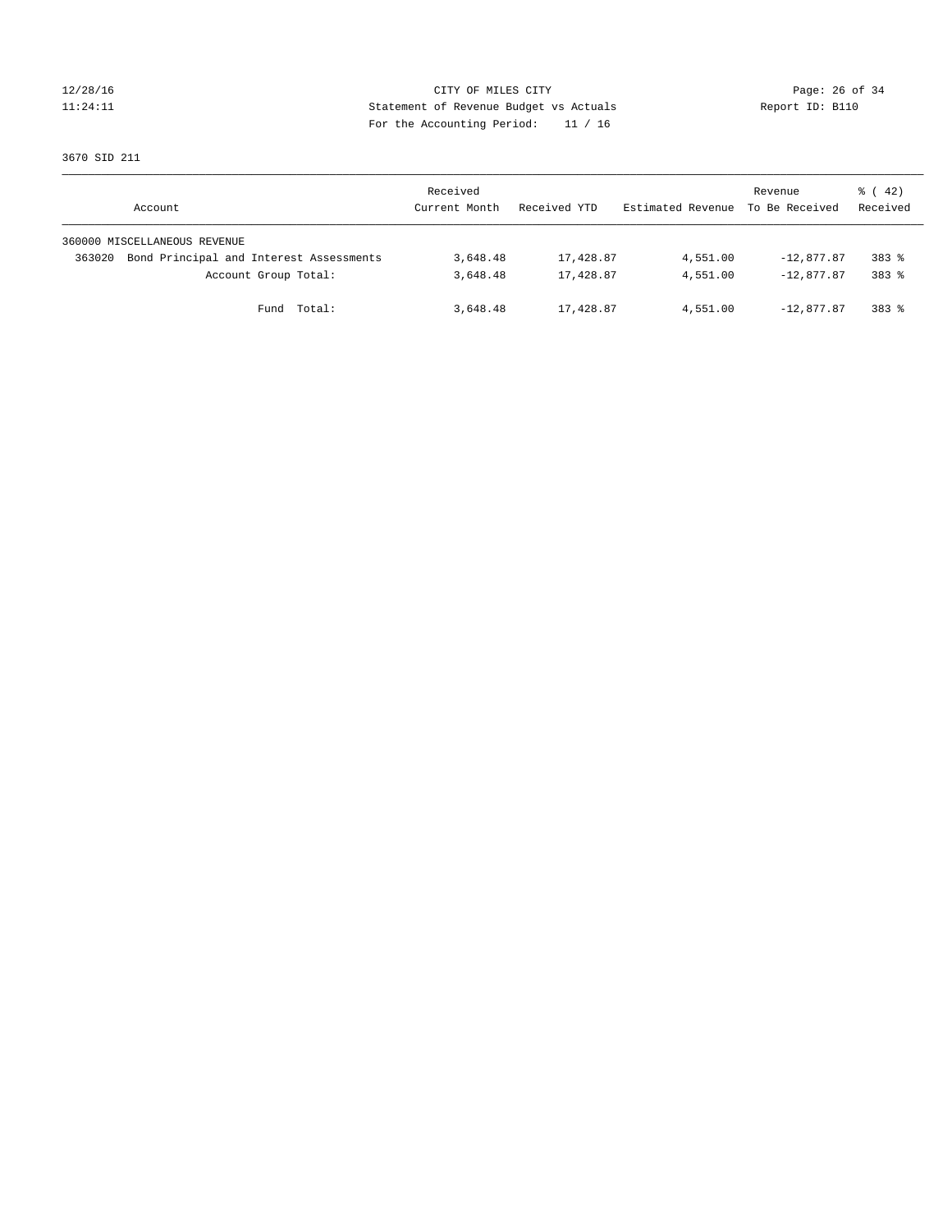CITY OF MILES CITY

Statement of Revenue Budget vs Actuals

For the Accounting Period: 11 / 16

12/28/16
11:24:11

Report ID: B110

3670 SID 211

| Account | Received Current Month | Received YTD | Estimated Revenue | Revenue To Be Received | % ( 42) Received |
|---|---|---|---|---|---|
| 360000 MISCELLANEOUS REVENUE | | | | | |
| 363020 Bond Principal and Interest Assessments | 3,648.48 | 17,428.87 | 4,551.00 | -12,877.87 | 383 % |
| Account Group Total: | 3,648.48 | 17,428.87 | 4,551.00 | -12,877.87 | 383 % |
| Fund Total: | 3,648.48 | 17,428.87 | 4,551.00 | -12,877.87 | 383 % |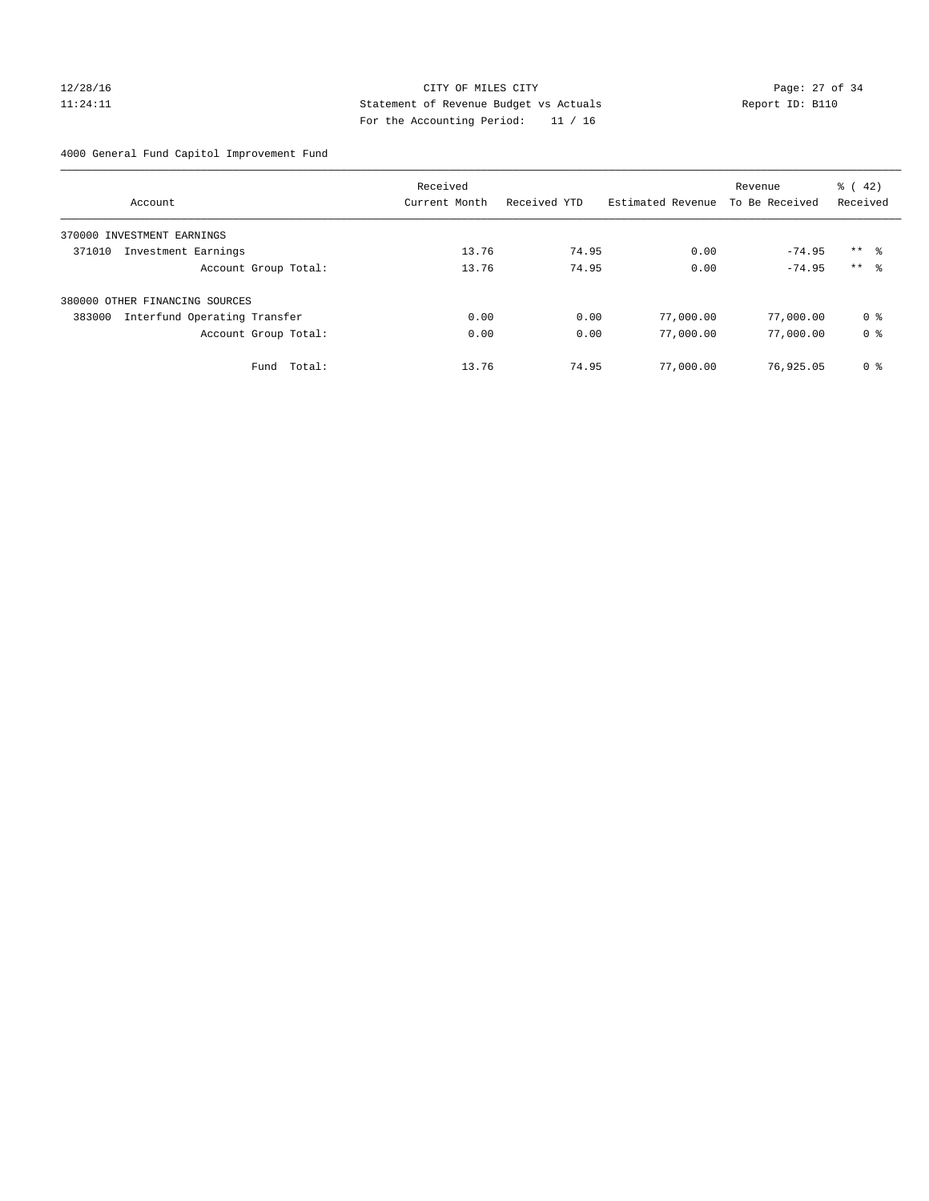CITY OF MILES CITY

Statement of Revenue Budget vs Actuals

For the Accounting Period: 11 / 16

12/28/16 11:24:11 Report ID: B110

4000 General Fund Capitol Improvement Fund

| Account | Received Current Month | Received YTD | Estimated Revenue | Revenue To Be Received | % ( 42) Received |
|---|---|---|---|---|---|
| 370000 INVESTMENT EARNINGS | | | | | |
| 371010 Investment Earnings | 13.76 | 74.95 | 0.00 | -74.95 | ** % |
| Account Group Total: | 13.76 | 74.95 | 0.00 | -74.95 | ** % |
| 380000 OTHER FINANCING SOURCES | | | | | |
| 383000 Interfund Operating Transfer | 0.00 | 0.00 | 77,000.00 | 77,000.00 | 0 % |
| Account Group Total: | 0.00 | 0.00 | 77,000.00 | 77,000.00 | 0 % |
| Fund Total: | 13.76 | 74.95 | 77,000.00 | 76,925.05 | 0 % |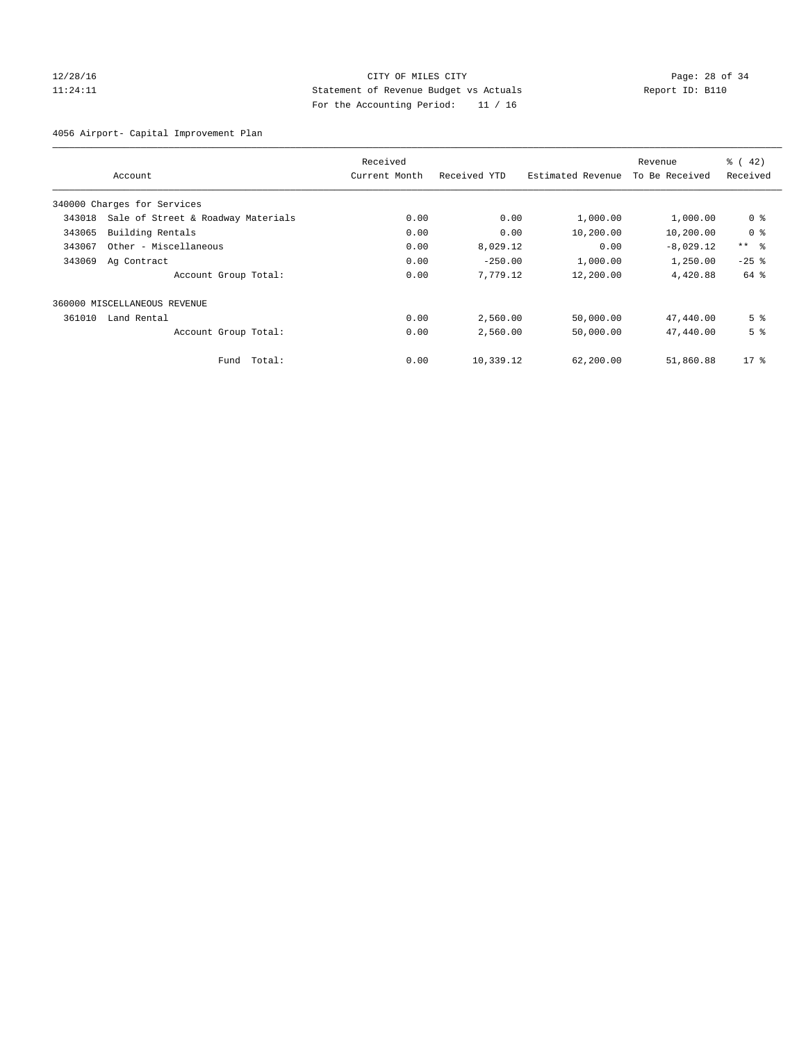CITY OF MILES CITY

Statement of Revenue Budget vs Actuals

For the Accounting Period: 11 / 16

12/28/16 11:24:11 Report ID: B110

4056 Airport- Capital Improvement Plan

| Account | | Received Current Month | Received YTD | Estimated Revenue | Revenue To Be Received | % ( 42) Received |
|---|---|---|---|---|---|---|
| 340000 Charges for Services | | | | | | |
| 343018 | Sale of Street & Roadway Materials | 0.00 | 0.00 | 1,000.00 | 1,000.00 | 0 % |
| 343065 | Building Rentals | 0.00 | 0.00 | 10,200.00 | 10,200.00 | 0 % |
| 343067 | Other - Miscellaneous | 0.00 | 8,029.12 | 0.00 | -8,029.12 | ** % |
| 343069 | Ag Contract | 0.00 | -250.00 | 1,000.00 | 1,250.00 | -25 % |
| | Account Group Total: | 0.00 | 7,779.12 | 12,200.00 | 4,420.88 | 64 % |
| 360000 MISCELLANEOUS REVENUE | | | | | | |
| 361010 | Land Rental | 0.00 | 2,560.00 | 50,000.00 | 47,440.00 | 5 % |
| | Account Group Total: | 0.00 | 2,560.00 | 50,000.00 | 47,440.00 | 5 % |
| | Fund Total: | 0.00 | 10,339.12 | 62,200.00 | 51,860.88 | 17 % |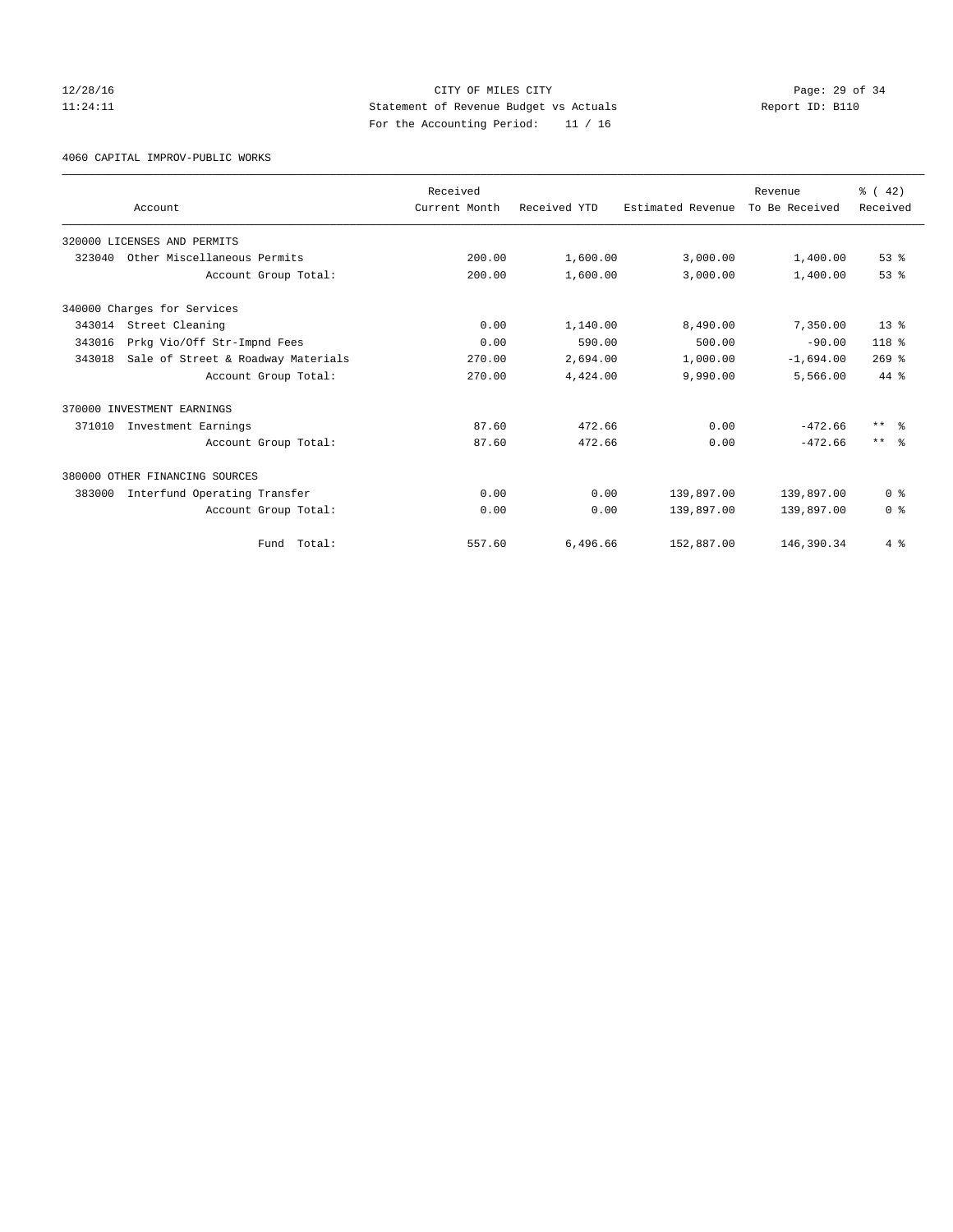CITY OF MILES CITY
Statement of Revenue Budget vs Actuals
For the Accounting Period: 11 / 16

12/28/16
11:24:11

Report ID: B110

4060 CAPITAL IMPROV-PUBLIC WORKS

| Account | Received Current Month | Received YTD | Estimated Revenue | Revenue To Be Received | % ( 42) Received |
|---|---|---|---|---|---|
| 320000 LICENSES AND PERMITS | | | | | |
| 323040 Other Miscellaneous Permits | 200.00 | 1,600.00 | 3,000.00 | 1,400.00 | 53 % |
| Account Group Total: | 200.00 | 1,600.00 | 3,000.00 | 1,400.00 | 53 % |
| 340000 Charges for Services | | | | | |
| 343014 Street Cleaning | 0.00 | 1,140.00 | 8,490.00 | 7,350.00 | 13 % |
| 343016 Prkg Vio/Off Str-Impnd Fees | 0.00 | 590.00 | 500.00 | -90.00 | 118 % |
| 343018 Sale of Street & Roadway Materials | 270.00 | 2,694.00 | 1,000.00 | -1,694.00 | 269 % |
| Account Group Total: | 270.00 | 4,424.00 | 9,990.00 | 5,566.00 | 44 % |
| 370000 INVESTMENT EARNINGS | | | | | |
| 371010 Investment Earnings | 87.60 | 472.66 | 0.00 | -472.66 | ** % |
| Account Group Total: | 87.60 | 472.66 | 0.00 | -472.66 | ** % |
| 380000 OTHER FINANCING SOURCES | | | | | |
| 383000 Interfund Operating Transfer | 0.00 | 0.00 | 139,897.00 | 139,897.00 | 0 % |
| Account Group Total: | 0.00 | 0.00 | 139,897.00 | 139,897.00 | 0 % |
| Fund Total: | 557.60 | 6,496.66 | 152,887.00 | 146,390.34 | 4 % |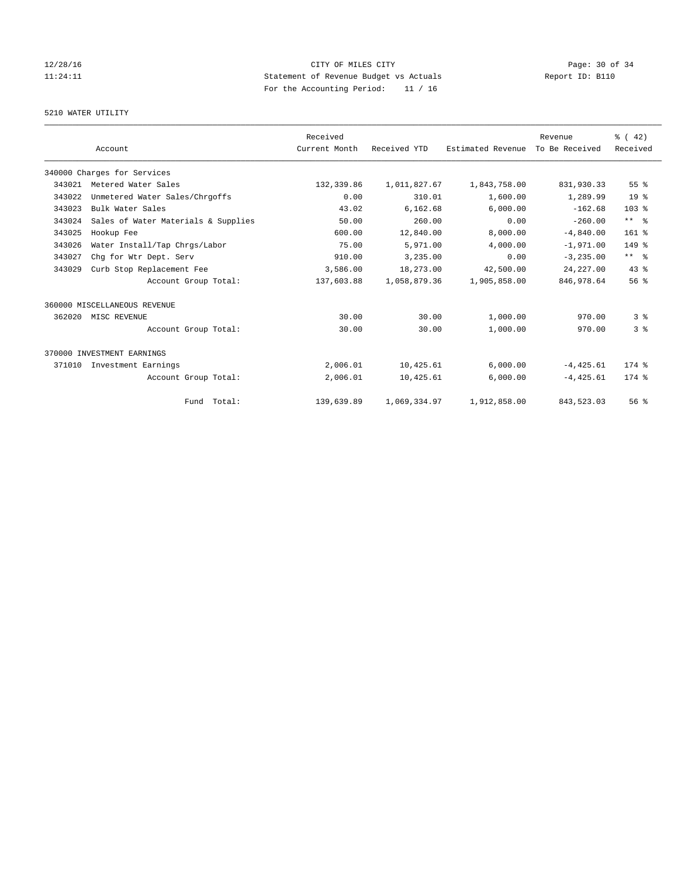CITY OF MILES CITY
Statement of Revenue Budget vs Actuals
For the Accounting Period: 11 / 16

12/28/16
11:24:11

Report ID: B110

5210 WATER UTILITY

| Account | | Received Current Month | Received YTD | Estimated Revenue | Revenue To Be Received | % ( 42) Received |
|---|---|---|---|---|---|---|
| 340000 Charges for Services | | | | | | |
| 343021 | Metered Water Sales | 132,339.86 | 1,011,827.67 | 1,843,758.00 | 831,930.33 | 55 % |
| 343022 | Unmetered Water Sales/Chrgoffs | 0.00 | 310.01 | 1,600.00 | 1,289.99 | 19 % |
| 343023 | Bulk Water Sales | 43.02 | 6,162.68 | 6,000.00 | -162.68 | 103 % |
| 343024 | Sales of Water Materials & Supplies | 50.00 | 260.00 | 0.00 | -260.00 | ** % |
| 343025 | Hookup Fee | 600.00 | 12,840.00 | 8,000.00 | -4,840.00 | 161 % |
| 343026 | Water Install/Tap Chrgs/Labor | 75.00 | 5,971.00 | 4,000.00 | -1,971.00 | 149 % |
| 343027 | Chg for Wtr Dept. Serv | 910.00 | 3,235.00 | 0.00 | -3,235.00 | ** % |
| 343029 | Curb Stop Replacement Fee | 3,586.00 | 18,273.00 | 42,500.00 | 24,227.00 | 43 % |
| | Account Group Total: | 137,603.88 | 1,058,879.36 | 1,905,858.00 | 846,978.64 | 56 % |
| 360000 MISCELLANEOUS REVENUE | | | | | | |
| 362020 | MISC REVENUE | 30.00 | 30.00 | 1,000.00 | 970.00 | 3 % |
| | Account Group Total: | 30.00 | 30.00 | 1,000.00 | 970.00 | 3 % |
| 370000 INVESTMENT EARNINGS | | | | | | |
| 371010 | Investment Earnings | 2,006.01 | 10,425.61 | 6,000.00 | -4,425.61 | 174 % |
| | Account Group Total: | 2,006.01 | 10,425.61 | 6,000.00 | -4,425.61 | 174 % |
| | Fund Total: | 139,639.89 | 1,069,334.97 | 1,912,858.00 | 843,523.03 | 56 % |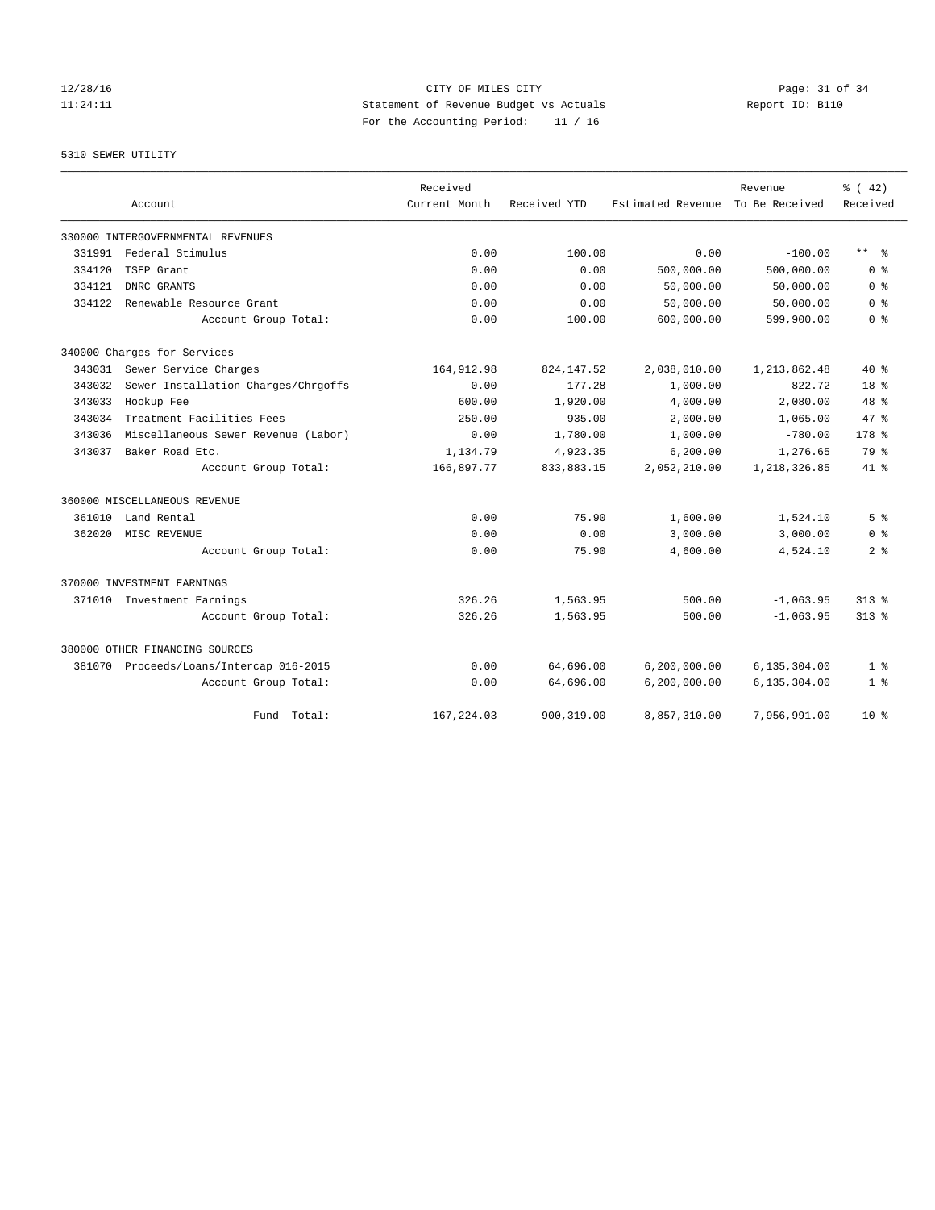CITY OF MILES CITY
Statement of Revenue Budget vs Actuals
For the Accounting Period: 11 / 16

12/28/16
11:24:11

Report ID: B110

5310 SEWER UTILITY

| Account | Received Current Month | Received YTD | Estimated Revenue | Revenue To Be Received | % ( 42) Received |
|---|---|---|---|---|---|
| 330000 INTERGOVERNMENTAL REVENUES | | | | | |
| 331991 Federal Stimulus | 0.00 | 100.00 | 0.00 | -100.00 | ** % |
| 334120 TSEP Grant | 0.00 | 0.00 | 500,000.00 | 500,000.00 | 0 % |
| 334121 DNRC GRANTS | 0.00 | 0.00 | 50,000.00 | 50,000.00 | 0 % |
| 334122 Renewable Resource Grant | 0.00 | 0.00 | 50,000.00 | 50,000.00 | 0 % |
| Account Group Total: | 0.00 | 100.00 | 600,000.00 | 599,900.00 | 0 % |
| 340000 Charges for Services | | | | | |
| 343031 Sewer Service Charges | 164,912.98 | 824,147.52 | 2,038,010.00 | 1,213,862.48 | 40 % |
| 343032 Sewer Installation Charges/Chrgoffs | 0.00 | 177.28 | 1,000.00 | 822.72 | 18 % |
| 343033 Hookup Fee | 600.00 | 1,920.00 | 4,000.00 | 2,080.00 | 48 % |
| 343034 Treatment Facilities Fees | 250.00 | 935.00 | 2,000.00 | 1,065.00 | 47 % |
| 343036 Miscellaneous Sewer Revenue (Labor) | 0.00 | 1,780.00 | 1,000.00 | -780.00 | 178 % |
| 343037 Baker Road Etc. | 1,134.79 | 4,923.35 | 6,200.00 | 1,276.65 | 79 % |
| Account Group Total: | 166,897.77 | 833,883.15 | 2,052,210.00 | 1,218,326.85 | 41 % |
| 360000 MISCELLANEOUS REVENUE | | | | | |
| 361010 Land Rental | 0.00 | 75.90 | 1,600.00 | 1,524.10 | 5 % |
| 362020 MISC REVENUE | 0.00 | 0.00 | 3,000.00 | 3,000.00 | 0 % |
| Account Group Total: | 0.00 | 75.90 | 4,600.00 | 4,524.10 | 2 % |
| 370000 INVESTMENT EARNINGS | | | | | |
| 371010 Investment Earnings | 326.26 | 1,563.95 | 500.00 | -1,063.95 | 313 % |
| Account Group Total: | 326.26 | 1,563.95 | 500.00 | -1,063.95 | 313 % |
| 380000 OTHER FINANCING SOURCES | | | | | |
| 381070 Proceeds/Loans/Intercap 016-2015 | 0.00 | 64,696.00 | 6,200,000.00 | 6,135,304.00 | 1 % |
| Account Group Total: | 0.00 | 64,696.00 | 6,200,000.00 | 6,135,304.00 | 1 % |
| Fund Total: | 167,224.03 | 900,319.00 | 8,857,310.00 | 7,956,991.00 | 10 % |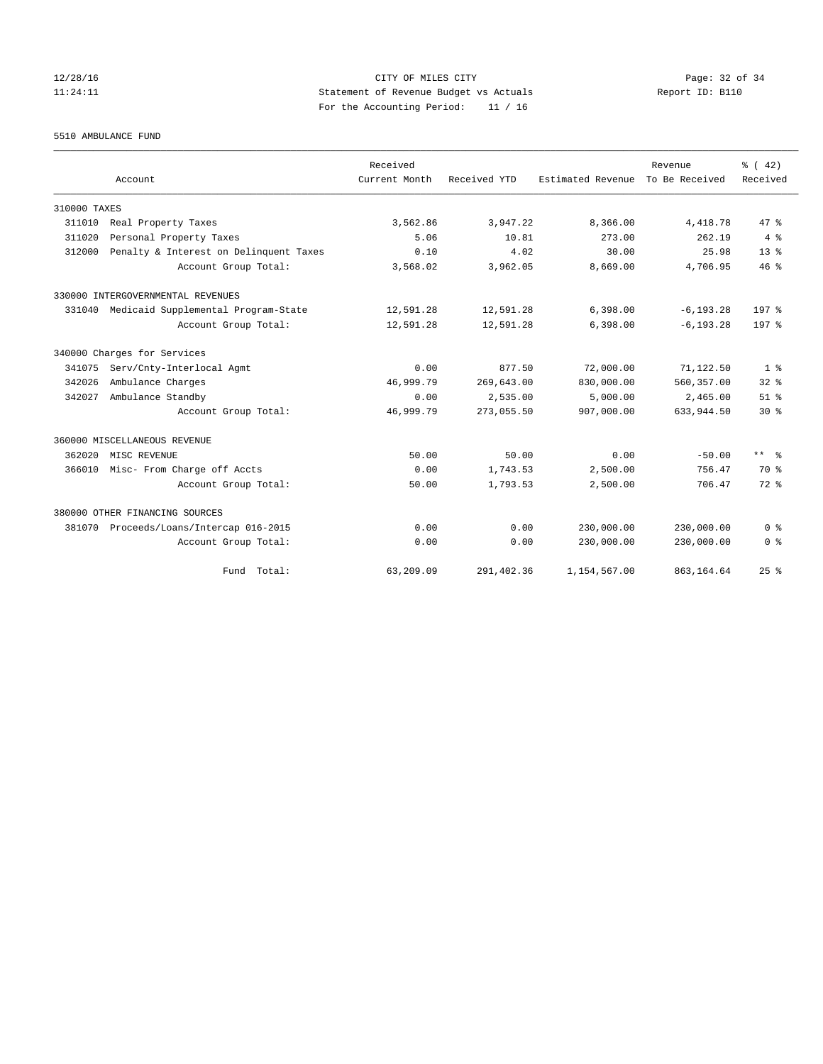CITY OF MILES CITY
Statement of Revenue Budget vs Actuals
For the Accounting Period: 11 / 16

12/28/16
11:24:11

Report ID: B110

5510 AMBULANCE FUND

| Account | Received Current Month | Received YTD | Estimated Revenue | Revenue To Be Received | % ( 42) Received |
|---|---|---|---|---|---|
| 310000 TAXES | | | | | |
| 311010 Real Property Taxes | 3,562.86 | 3,947.22 | 8,366.00 | 4,418.78 | 47 % |
| 311020 Personal Property Taxes | 5.06 | 10.81 | 273.00 | 262.19 | 4 % |
| 312000 Penalty & Interest on Delinquent Taxes | 0.10 | 4.02 | 30.00 | 25.98 | 13 % |
| Account Group Total: | 3,568.02 | 3,962.05 | 8,669.00 | 4,706.95 | 46 % |
| 330000 INTERGOVERNMENTAL REVENUES | | | | | |
| 331040 Medicaid Supplemental Program-State | 12,591.28 | 12,591.28 | 6,398.00 | -6,193.28 | 197 % |
| Account Group Total: | 12,591.28 | 12,591.28 | 6,398.00 | -6,193.28 | 197 % |
| 340000 Charges for Services | | | | | |
| 341075 Serv/Cnty-Interlocal Agmt | 0.00 | 877.50 | 72,000.00 | 71,122.50 | 1 % |
| 342026 Ambulance Charges | 46,999.79 | 269,643.00 | 830,000.00 | 560,357.00 | 32 % |
| 342027 Ambulance Standby | 0.00 | 2,535.00 | 5,000.00 | 2,465.00 | 51 % |
| Account Group Total: | 46,999.79 | 273,055.50 | 907,000.00 | 633,944.50 | 30 % |
| 360000 MISCELLANEOUS REVENUE | | | | | |
| 362020 MISC REVENUE | 50.00 | 50.00 | 0.00 | -50.00 | ** % |
| 366010 Misc- From Charge off Accts | 0.00 | 1,743.53 | 2,500.00 | 756.47 | 70 % |
| Account Group Total: | 50.00 | 1,793.53 | 2,500.00 | 706.47 | 72 % |
| 380000 OTHER FINANCING SOURCES | | | | | |
| 381070 Proceeds/Loans/Intercap 016-2015 | 0.00 | 0.00 | 230,000.00 | 230,000.00 | 0 % |
| Account Group Total: | 0.00 | 0.00 | 230,000.00 | 230,000.00 | 0 % |
| Fund Total: | 63,209.09 | 291,402.36 | 1,154,567.00 | 863,164.64 | 25 % |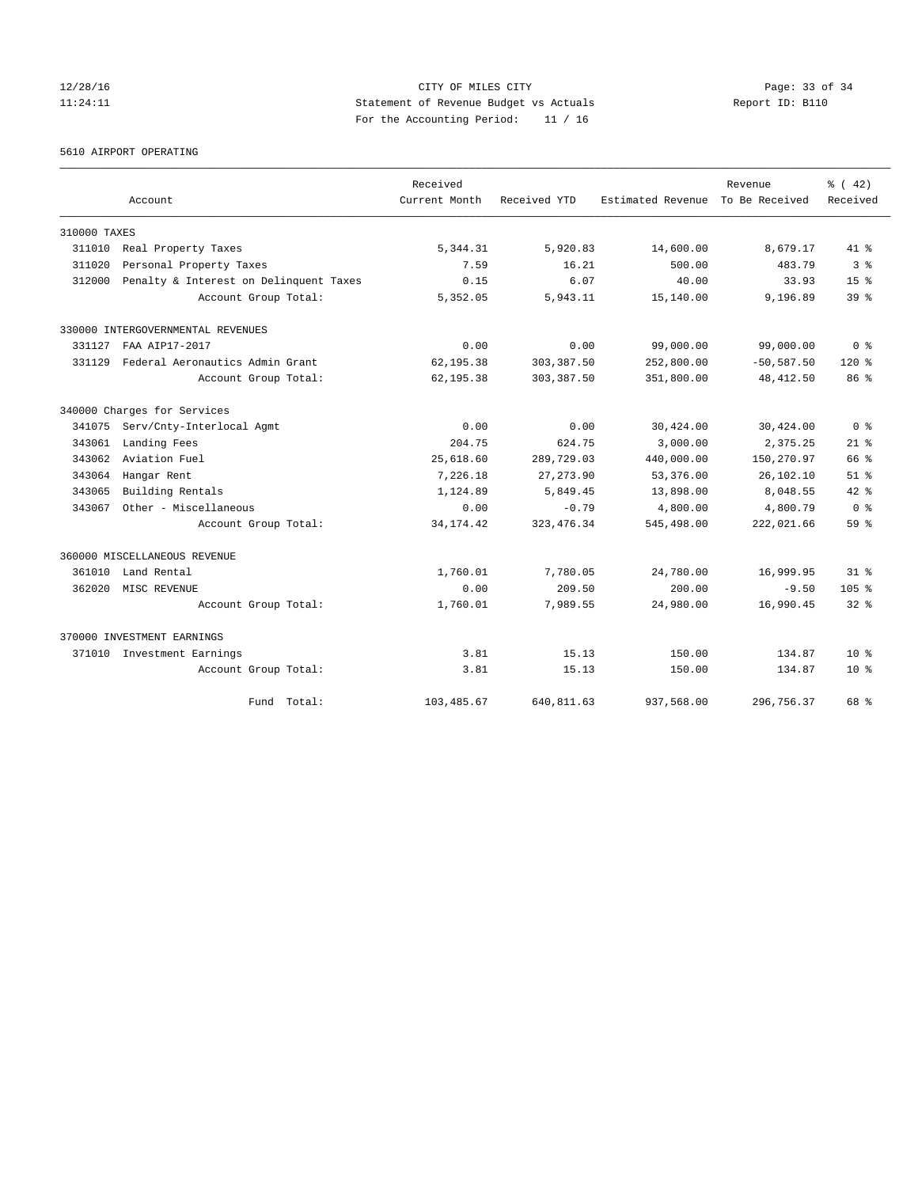CITY OF MILES CITY
Statement of Revenue Budget vs Actuals
For the Accounting Period: 11 / 16

5610 AIRPORT OPERATING

| Account | Received Current Month | Received YTD | Estimated Revenue | Revenue To Be Received | % ( 42) Received |
|---|---|---|---|---|---|
| **310000 TAXES** | | | | | |
| 311010 Real Property Taxes | 5,344.31 | 5,920.83 | 14,600.00 | 8,679.17 | 41 % |
| 311020 Personal Property Taxes | 7.59 | 16.21 | 500.00 | 483.79 | 3 % |
| 312000 Penalty & Interest on Delinquent Taxes | 0.15 | 6.07 | 40.00 | 33.93 | 15 % |
| Account Group Total: | 5,352.05 | 5,943.11 | 15,140.00 | 9,196.89 | 39 % |
| **330000 INTERGOVERNMENTAL REVENUES** | | | | | |
| 331127 FAA AIP17-2017 | 0.00 | 0.00 | 99,000.00 | 99,000.00 | 0 % |
| 331129 Federal Aeronautics Admin Grant | 62,195.38 | 303,387.50 | 252,800.00 | -50,587.50 | 120 % |
| Account Group Total: | 62,195.38 | 303,387.50 | 351,800.00 | 48,412.50 | 86 % |
| **340000 Charges for Services** | | | | | |
| 341075 Serv/Cnty-Interlocal Agmt | 0.00 | 0.00 | 30,424.00 | 30,424.00 | 0 % |
| 343061 Landing Fees | 204.75 | 624.75 | 3,000.00 | 2,375.25 | 21 % |
| 343062 Aviation Fuel | 25,618.60 | 289,729.03 | 440,000.00 | 150,270.97 | 66 % |
| 343064 Hangar Rent | 7,226.18 | 27,273.90 | 53,376.00 | 26,102.10 | 51 % |
| 343065 Building Rentals | 1,124.89 | 5,849.45 | 13,898.00 | 8,048.55 | 42 % |
| 343067 Other - Miscellaneous | 0.00 | -0.79 | 4,800.00 | 4,800.79 | 0 % |
| Account Group Total: | 34,174.42 | 323,476.34 | 545,498.00 | 222,021.66 | 59 % |
| **360000 MISCELLANEOUS REVENUE** | | | | | |
| 361010 Land Rental | 1,760.01 | 7,780.05 | 24,780.00 | 16,999.95 | 31 % |
| 362020 MISC REVENUE | 0.00 | 209.50 | 200.00 | -9.50 | 105 % |
| Account Group Total: | 1,760.01 | 7,989.55 | 24,980.00 | 16,990.45 | 32 % |
| **370000 INVESTMENT EARNINGS** | | | | | |
| 371010 Investment Earnings | 3.81 | 15.13 | 150.00 | 134.87 | 10 % |
| Account Group Total: | 3.81 | 15.13 | 150.00 | 134.87 | 10 % |
| Fund Total: | 103,485.67 | 640,811.63 | 937,568.00 | 296,756.37 | 68 % |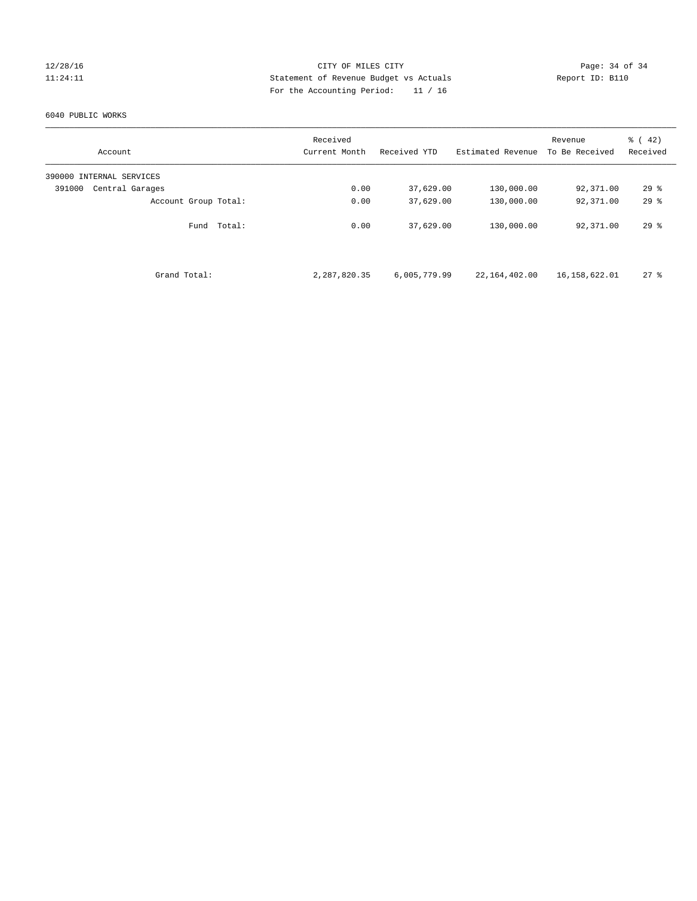12/28/16 CITY OF MILES CITY
11:24:11 Statement of Revenue Budget vs Actuals Report ID: B110
For the Accounting Period: 11 / 16

6040 PUBLIC WORKS

| Account | Received Current Month | Received YTD | Estimated Revenue | Revenue To Be Received | % ( 42) Received |
|---|---|---|---|---|---|
| 390000 INTERNAL SERVICES | | | | | |
| 391000 Central Garages | 0.00 | 37,629.00 | 130,000.00 | 92,371.00 | 29 % |
| Account Group Total: | 0.00 | 37,629.00 | 130,000.00 | 92,371.00 | 29 % |
| Fund Total: | 0.00 | 37,629.00 | 130,000.00 | 92,371.00 | 29 % |
| Grand Total: | 2,287,820.35 | 6,005,779.99 | 22,164,402.00 | 16,158,622.01 | 27 % |